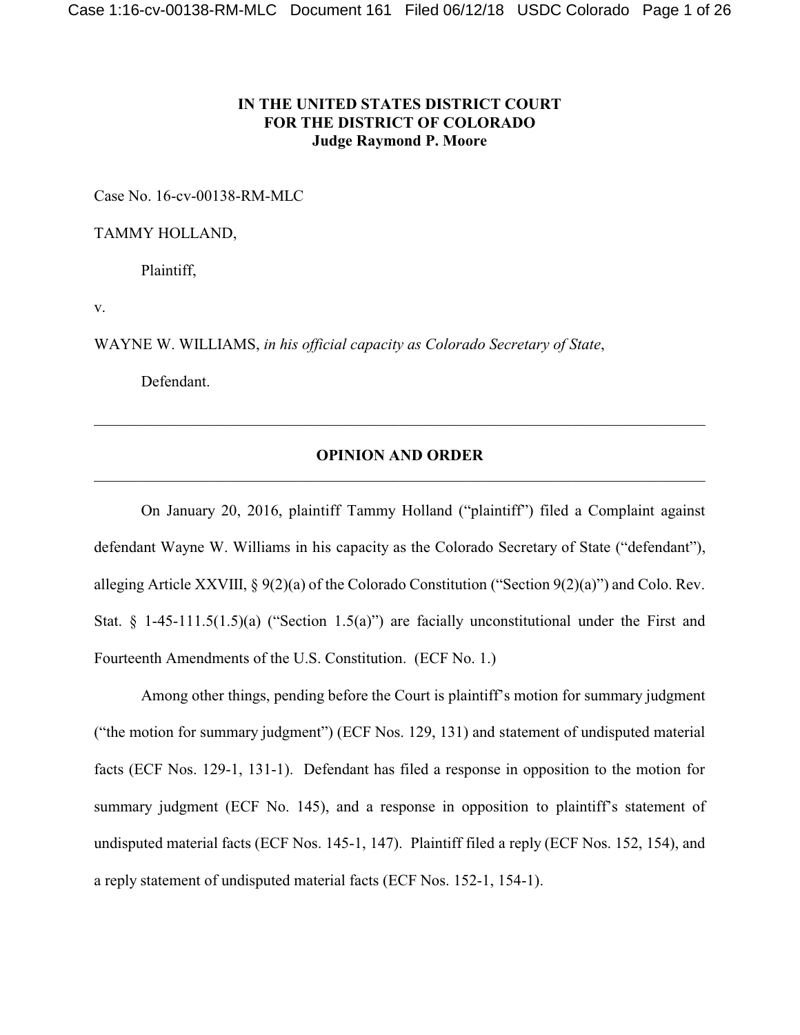**IN THE UNITED STATES DISTRICT COURT**
**FOR THE DISTRICT OF COLORADO**
**Judge Raymond P. Moore**

Case No. 16-cv-00138-RM-MLC

TAMMY HOLLAND,

Plaintiff,

v.

WAYNE W. WILLIAMS, *in his official capacity as Colorado Secretary of State*,

Defendant.

---

## OPINION AND ORDER

---

On January 20, 2016, plaintiff Tammy Holland ("plaintiff") filed a Complaint against defendant Wayne W. Williams in his capacity as the Colorado Secretary of State ("defendant"), alleging Article XXVIII, § 9(2)(a) of the Colorado Constitution ("Section 9(2)(a)") and Colo. Rev. Stat. § 1-45-111.5(1.5)(a) ("Section 1.5(a)") are facially unconstitutional under the First and Fourteenth Amendments of the U.S. Constitution. (ECF No. 1.)

Among other things, pending before the Court is plaintiff's motion for summary judgment ("the motion for summary judgment") (ECF Nos. 129, 131) and statement of undisputed material facts (ECF Nos. 129-1, 131-1). Defendant has filed a response in opposition to the motion for summary judgment (ECF No. 145), and a response in opposition to plaintiff's statement of undisputed material facts (ECF Nos. 145-1, 147). Plaintiff filed a reply (ECF Nos. 152, 154), and a reply statement of undisputed material facts (ECF Nos. 152-1, 154-1).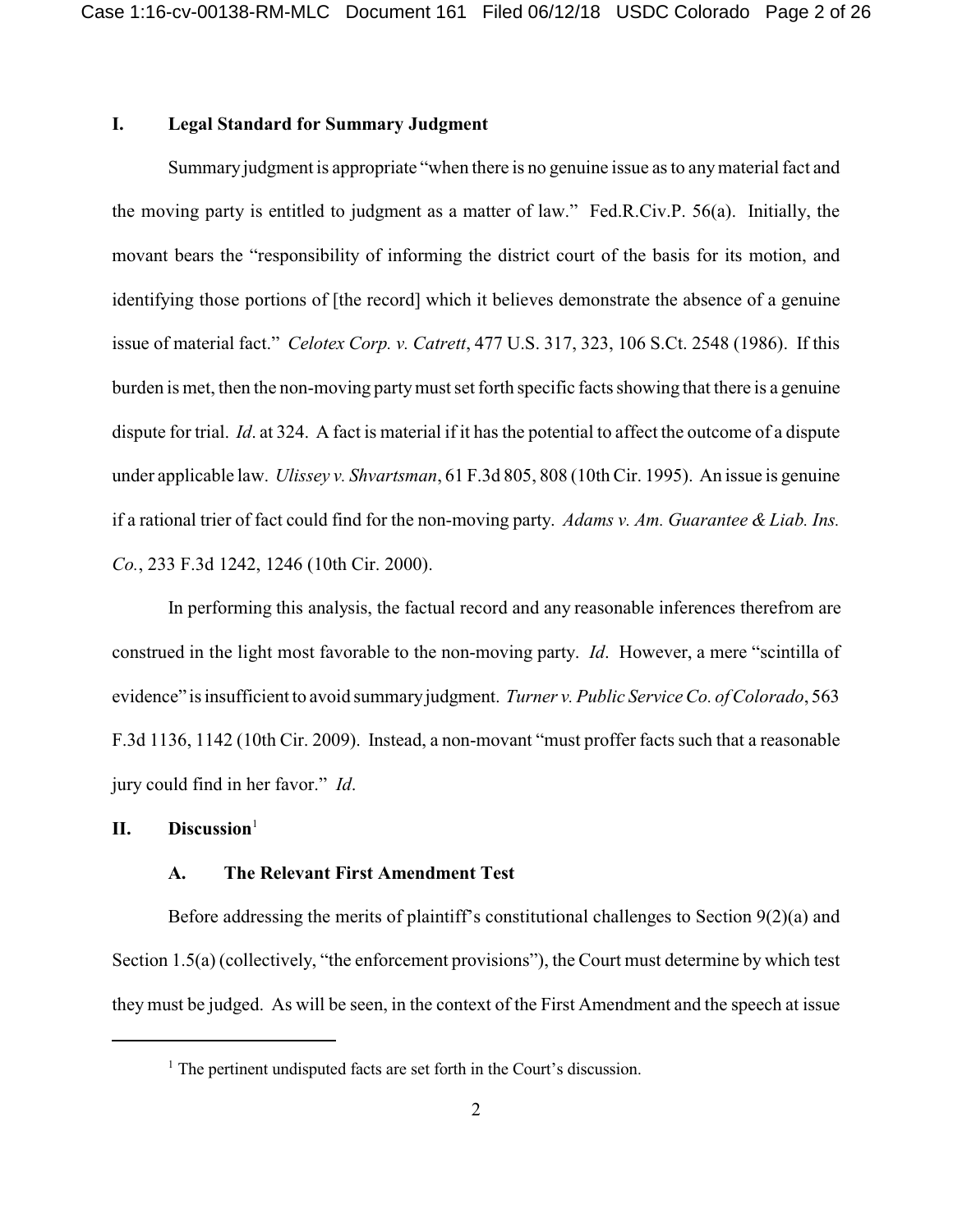## I. Legal Standard for Summary Judgment

Summary judgment is appropriate "when there is no genuine issue as to any material fact and the moving party is entitled to judgment as a matter of law." Fed.R.Civ.P. 56(a). Initially, the movant bears the "responsibility of informing the district court of the basis for its motion, and identifying those portions of [the record] which it believes demonstrate the absence of a genuine issue of material fact." *Celotex Corp. v. Catrett*, 477 U.S. 317, 323, 106 S.Ct. 2548 (1986). If this burden is met, then the non-moving party must set forth specific facts showing that there is a genuine dispute for trial. *Id*. at 324. A fact is material if it has the potential to affect the outcome of a dispute under applicable law. *Ulissey v. Shvartsman*, 61 F.3d 805, 808 (10th Cir. 1995). An issue is genuine if a rational trier of fact could find for the non-moving party. *Adams v. Am. Guarantee & Liab. Ins. Co.*, 233 F.3d 1242, 1246 (10th Cir. 2000).

In performing this analysis, the factual record and any reasonable inferences therefrom are construed in the light most favorable to the non-moving party. *Id*. However, a mere "scintilla of evidence" is insufficient to avoid summary judgment. *Turner v. Public Service Co. of Colorado*, 563 F.3d 1136, 1142 (10th Cir. 2009). Instead, a non-movant "must proffer facts such that a reasonable jury could find in her favor." *Id*.

## II. Discussion[1]

### A. The Relevant First Amendment Test

Before addressing the merits of plaintiff's constitutional challenges to Section 9(2)(a) and Section 1.5(a) (collectively, "the enforcement provisions"), the Court must determine by which test they must be judged. As will be seen, in the context of the First Amendment and the speech at issue

[1] The pertinent undisputed facts are set forth in the Court's discussion.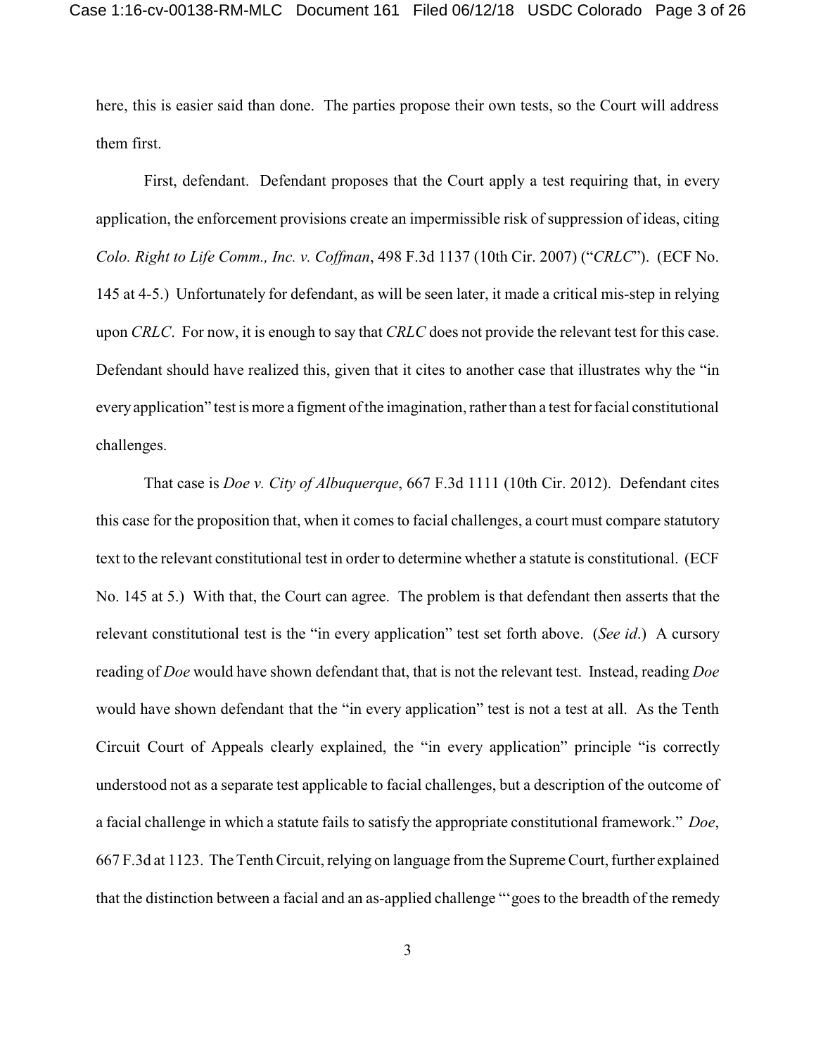here, this is easier said than done. The parties propose their own tests, so the Court will address them first.

First, defendant. Defendant proposes that the Court apply a test requiring that, in every application, the enforcement provisions create an impermissible risk of suppression of ideas, citing *Colo. Right to Life Comm., Inc. v. Coffman*, 498 F.3d 1137 (10th Cir. 2007) ("*CRLC*"). (ECF No. 145 at 4-5.) Unfortunately for defendant, as will be seen later, it made a critical mis-step in relying upon *CRLC*. For now, it is enough to say that *CRLC* does not provide the relevant test for this case. Defendant should have realized this, given that it cites to another case that illustrates why the "in every application" test is more a figment of the imagination, rather than a test for facial constitutional challenges.

That case is *Doe v. City of Albuquerque*, 667 F.3d 1111 (10th Cir. 2012). Defendant cites this case for the proposition that, when it comes to facial challenges, a court must compare statutory text to the relevant constitutional test in order to determine whether a statute is constitutional. (ECF No. 145 at 5.) With that, the Court can agree. The problem is that defendant then asserts that the relevant constitutional test is the "in every application" test set forth above. (*See id*.) A cursory reading of *Doe* would have shown defendant that, that is not the relevant test. Instead, reading *Doe* would have shown defendant that the "in every application" test is not a test at all. As the Tenth Circuit Court of Appeals clearly explained, the "in every application" principle "is correctly understood not as a separate test applicable to facial challenges, but a description of the outcome of a facial challenge in which a statute fails to satisfy the appropriate constitutional framework." *Doe*, 667 F.3d at 1123. The Tenth Circuit, relying on language from the Supreme Court, further explained that the distinction between a facial and an as-applied challenge "'goes to the breadth of the remedy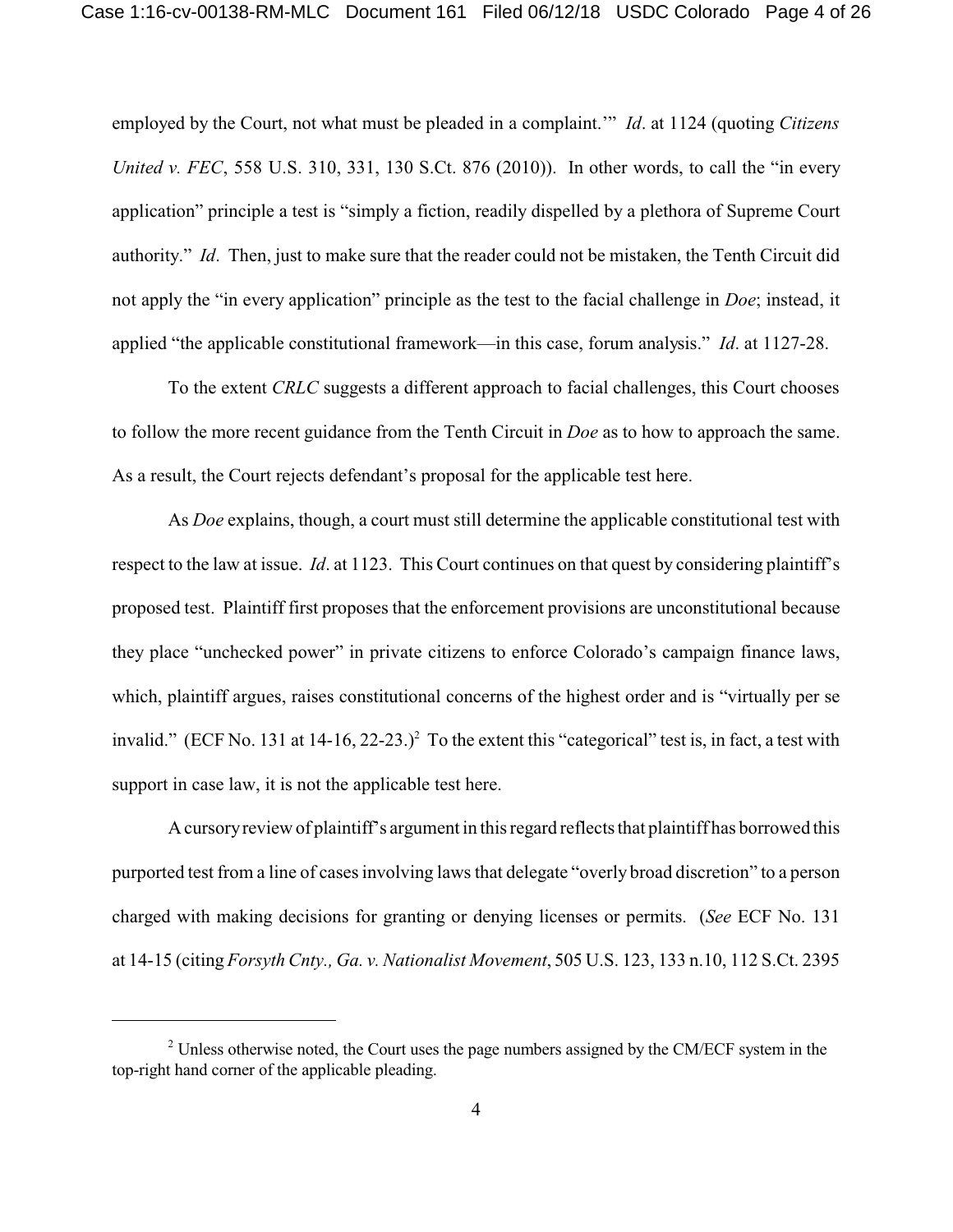employed by the Court, not what must be pleaded in a complaint.'" *Id*. at 1124 (quoting *Citizens United v. FEC*, 558 U.S. 310, 331, 130 S.Ct. 876 (2010)). In other words, to call the "in every application" principle a test is "simply a fiction, readily dispelled by a plethora of Supreme Court authority." *Id*. Then, just to make sure that the reader could not be mistaken, the Tenth Circuit did not apply the "in every application" principle as the test to the facial challenge in *Doe*; instead, it applied "the applicable constitutional framework—in this case, forum analysis." *Id*. at 1127-28.

To the extent *CRLC* suggests a different approach to facial challenges, this Court chooses to follow the more recent guidance from the Tenth Circuit in *Doe* as to how to approach the same. As a result, the Court rejects defendant's proposal for the applicable test here.

As *Doe* explains, though, a court must still determine the applicable constitutional test with respect to the law at issue. *Id*. at 1123. This Court continues on that quest by considering plaintiff's proposed test. Plaintiff first proposes that the enforcement provisions are unconstitutional because they place "unchecked power" in private citizens to enforce Colorado's campaign finance laws, which, plaintiff argues, raises constitutional concerns of the highest order and is "virtually per se invalid." (ECF No. 131 at 14-16, 22-23.)[2] To the extent this "categorical" test is, in fact, a test with support in case law, it is not the applicable test here.

A cursory review of plaintiff's argument in this regard reflects that plaintiff has borrowed this purported test from a line of cases involving laws that delegate "overly broad discretion" to a person charged with making decisions for granting or denying licenses or permits. (*See* ECF No. 131 at 14-15 (citing *Forsyth Cnty., Ga. v. Nationalist Movement*, 505 U.S. 123, 133 n.10, 112 S.Ct. 2395

---

[2] Unless otherwise noted, the Court uses the page numbers assigned by the CM/ECF system in the top-right hand corner of the applicable pleading.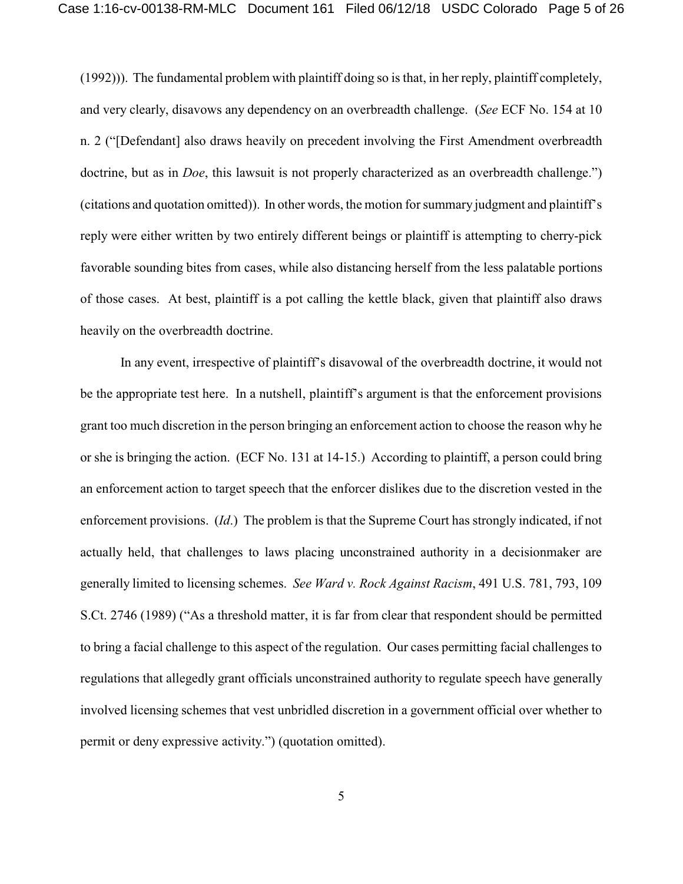(1992))). The fundamental problem with plaintiff doing so is that, in her reply, plaintiff completely, and very clearly, disavows any dependency on an overbreadth challenge. (*See* ECF No. 154 at 10 n. 2 ("[Defendant] also draws heavily on precedent involving the First Amendment overbreadth doctrine, but as in *Doe*, this lawsuit is not properly characterized as an overbreadth challenge.") (citations and quotation omitted)). In other words, the motion for summary judgment and plaintiff's reply were either written by two entirely different beings or plaintiff is attempting to cherry-pick favorable sounding bites from cases, while also distancing herself from the less palatable portions of those cases. At best, plaintiff is a pot calling the kettle black, given that plaintiff also draws heavily on the overbreadth doctrine.

In any event, irrespective of plaintiff's disavowal of the overbreadth doctrine, it would not be the appropriate test here. In a nutshell, plaintiff's argument is that the enforcement provisions grant too much discretion in the person bringing an enforcement action to choose the reason why he or she is bringing the action. (ECF No. 131 at 14-15.) According to plaintiff, a person could bring an enforcement action to target speech that the enforcer dislikes due to the discretion vested in the enforcement provisions. (*Id*.) The problem is that the Supreme Court has strongly indicated, if not actually held, that challenges to laws placing unconstrained authority in a decisionmaker are generally limited to licensing schemes. *See Ward v. Rock Against Racism*, 491 U.S. 781, 793, 109 S.Ct. 2746 (1989) ("As a threshold matter, it is far from clear that respondent should be permitted to bring a facial challenge to this aspect of the regulation. Our cases permitting facial challenges to regulations that allegedly grant officials unconstrained authority to regulate speech have generally involved licensing schemes that vest unbridled discretion in a government official over whether to permit or deny expressive activity.") (quotation omitted).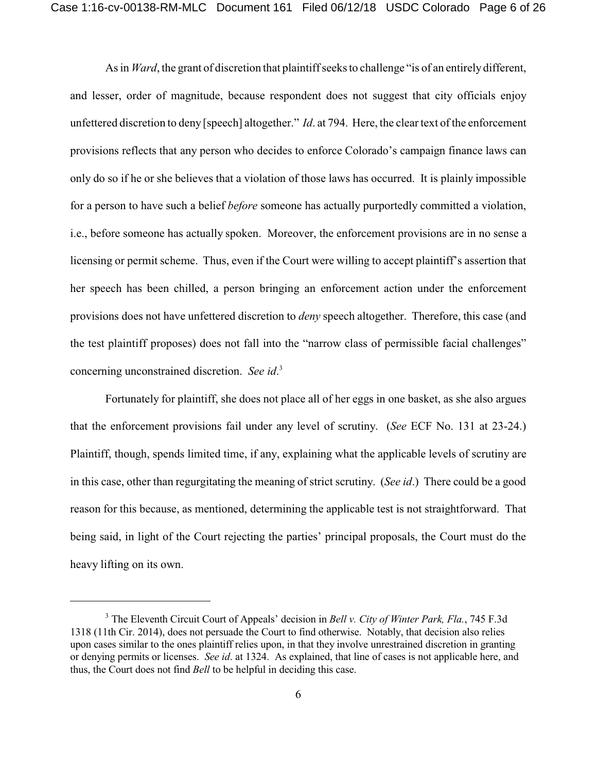As in *Ward*, the grant of discretion that plaintiff seeks to challenge "is of an entirely different, and lesser, order of magnitude, because respondent does not suggest that city officials enjoy unfettered discretion to deny [speech] altogether." *Id*. at 794. Here, the clear text of the enforcement provisions reflects that any person who decides to enforce Colorado's campaign finance laws can only do so if he or she believes that a violation of those laws has occurred. It is plainly impossible for a person to have such a belief *before* someone has actually purportedly committed a violation, i.e., before someone has actually spoken. Moreover, the enforcement provisions are in no sense a licensing or permit scheme. Thus, even if the Court were willing to accept plaintiff's assertion that her speech has been chilled, a person bringing an enforcement action under the enforcement provisions does not have unfettered discretion to *deny* speech altogether. Therefore, this case (and the test plaintiff proposes) does not fall into the "narrow class of permissible facial challenges" concerning unconstrained discretion. *See id*.[3]

Fortunately for plaintiff, she does not place all of her eggs in one basket, as she also argues that the enforcement provisions fail under any level of scrutiny. (*See* ECF No. 131 at 23-24.) Plaintiff, though, spends limited time, if any, explaining what the applicable levels of scrutiny are in this case, other than regurgitating the meaning of strict scrutiny. (*See id*.) There could be a good reason for this because, as mentioned, determining the applicable test is not straightforward. That being said, in light of the Court rejecting the parties' principal proposals, the Court must do the heavy lifting on its own.

---

[3] The Eleventh Circuit Court of Appeals' decision in *Bell v. City of Winter Park, Fla.*, 745 F.3d 1318 (11th Cir. 2014), does not persuade the Court to find otherwise. Notably, that decision also relies upon cases similar to the ones plaintiff relies upon, in that they involve unrestrained discretion in granting or denying permits or licenses. *See id*. at 1324. As explained, that line of cases is not applicable here, and thus, the Court does not find *Bell* to be helpful in deciding this case.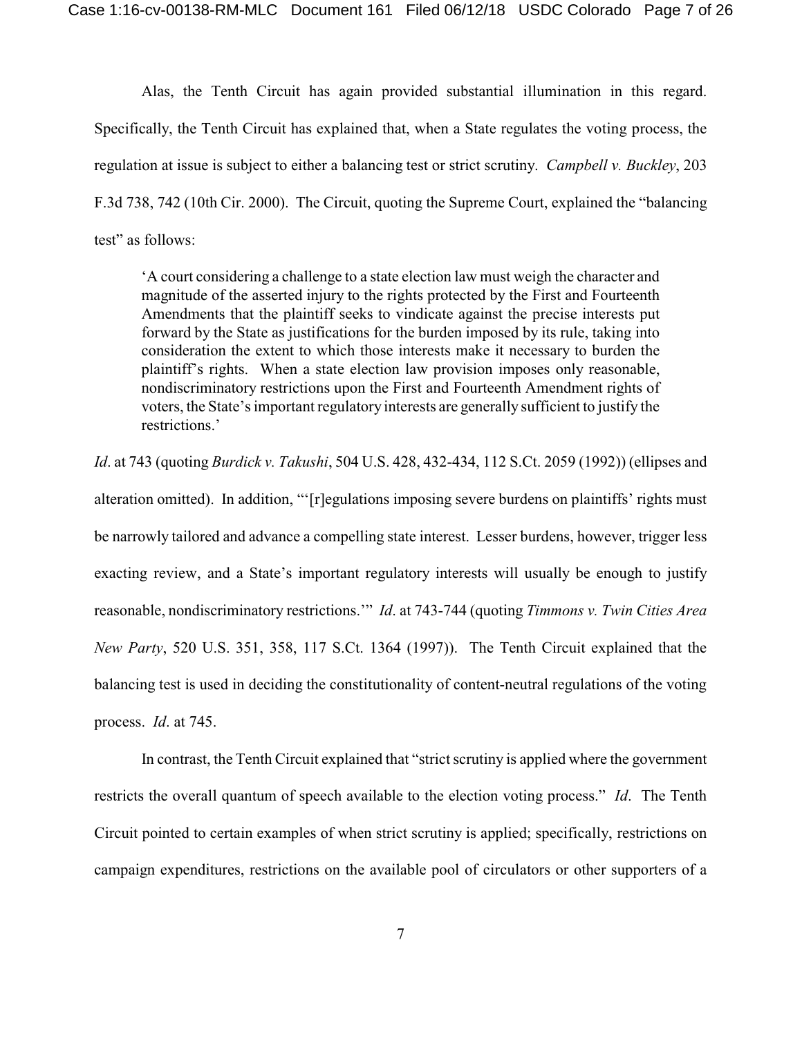Alas, the Tenth Circuit has again provided substantial illumination in this regard. Specifically, the Tenth Circuit has explained that, when a State regulates the voting process, the regulation at issue is subject to either a balancing test or strict scrutiny. *Campbell v. Buckley*, 203 F.3d 738, 742 (10th Cir. 2000). The Circuit, quoting the Supreme Court, explained the "balancing test" as follows:

> 'A court considering a challenge to a state election law must weigh the character and magnitude of the asserted injury to the rights protected by the First and Fourteenth Amendments that the plaintiff seeks to vindicate against the precise interests put forward by the State as justifications for the burden imposed by its rule, taking into consideration the extent to which those interests make it necessary to burden the plaintiff's rights. When a state election law provision imposes only reasonable, nondiscriminatory restrictions upon the First and Fourteenth Amendment rights of voters, the State's important regulatory interests are generally sufficient to justify the restrictions.'

*Id*. at 743 (quoting *Burdick v. Takushi*, 504 U.S. 428, 432-434, 112 S.Ct. 2059 (1992)) (ellipses and alteration omitted). In addition, "'[r]egulations imposing severe burdens on plaintiffs' rights must be narrowly tailored and advance a compelling state interest. Lesser burdens, however, trigger less exacting review, and a State's important regulatory interests will usually be enough to justify reasonable, nondiscriminatory restrictions.'" *Id*. at 743-744 (quoting *Timmons v. Twin Cities Area New Party*, 520 U.S. 351, 358, 117 S.Ct. 1364 (1997)). The Tenth Circuit explained that the balancing test is used in deciding the constitutionality of content-neutral regulations of the voting process. *Id*. at 745.

In contrast, the Tenth Circuit explained that "strict scrutiny is applied where the government restricts the overall quantum of speech available to the election voting process." *Id*. The Tenth Circuit pointed to certain examples of when strict scrutiny is applied; specifically, restrictions on campaign expenditures, restrictions on the available pool of circulators or other supporters of a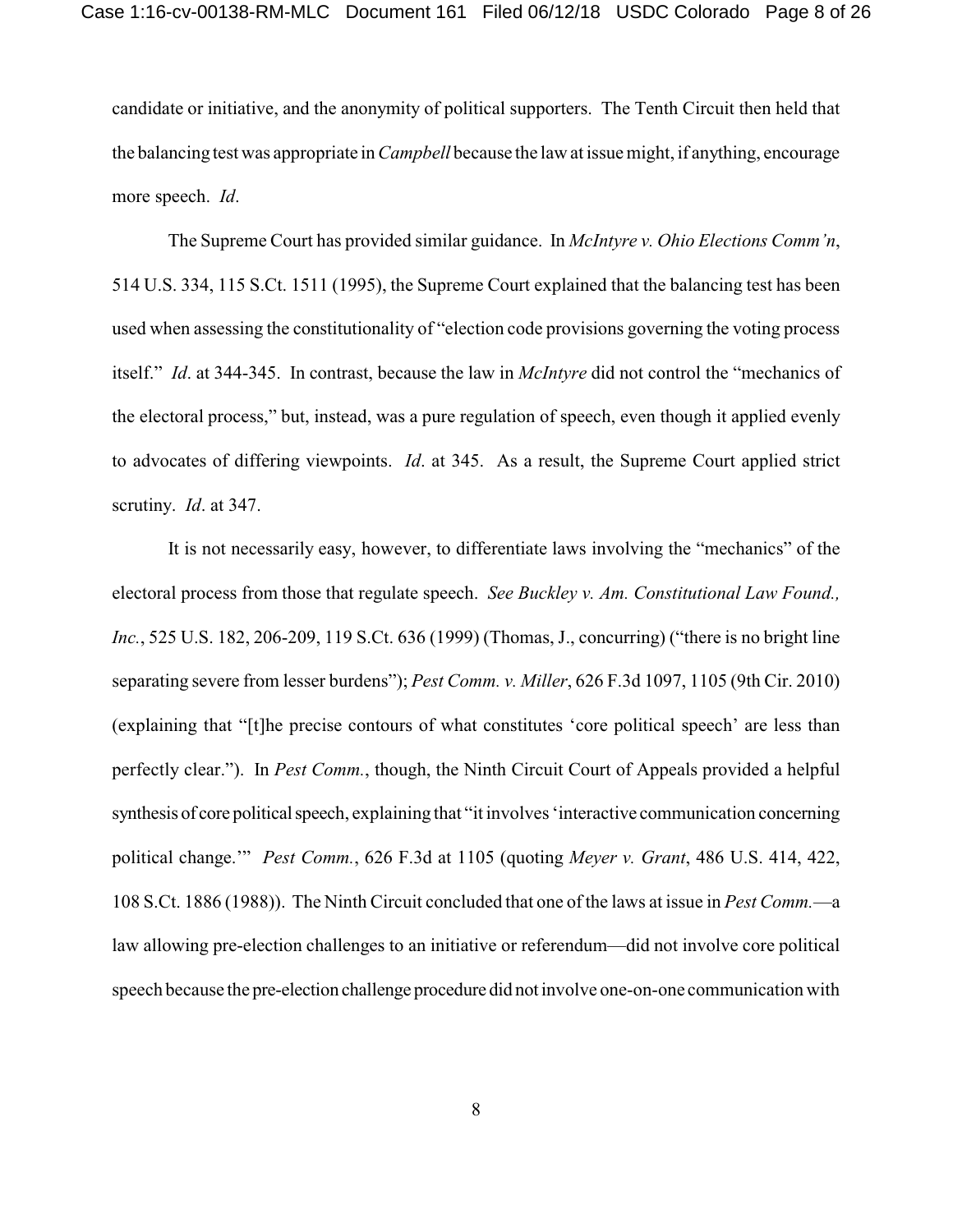candidate or initiative, and the anonymity of political supporters. The Tenth Circuit then held that the balancing test was appropriate in *Campbell* because the law at issue might, if anything, encourage more speech. *Id*.

The Supreme Court has provided similar guidance. In *McIntyre v. Ohio Elections Comm'n*, 514 U.S. 334, 115 S.Ct. 1511 (1995), the Supreme Court explained that the balancing test has been used when assessing the constitutionality of "election code provisions governing the voting process itself." *Id*. at 344-345. In contrast, because the law in *McIntyre* did not control the "mechanics of the electoral process," but, instead, was a pure regulation of speech, even though it applied evenly to advocates of differing viewpoints. *Id*. at 345. As a result, the Supreme Court applied strict scrutiny. *Id*. at 347.

It is not necessarily easy, however, to differentiate laws involving the "mechanics" of the electoral process from those that regulate speech. *See Buckley v. Am. Constitutional Law Found., Inc.*, 525 U.S. 182, 206-209, 119 S.Ct. 636 (1999) (Thomas, J., concurring) ("there is no bright line separating severe from lesser burdens"); *Pest Comm. v. Miller*, 626 F.3d 1097, 1105 (9th Cir. 2010) (explaining that "[t]he precise contours of what constitutes 'core political speech' are less than perfectly clear."). In *Pest Comm.*, though, the Ninth Circuit Court of Appeals provided a helpful synthesis of core political speech, explaining that "it involves 'interactive communication concerning political change.'" *Pest Comm.*, 626 F.3d at 1105 (quoting *Meyer v. Grant*, 486 U.S. 414, 422, 108 S.Ct. 1886 (1988)). The Ninth Circuit concluded that one of the laws at issue in *Pest Comm.*—a law allowing pre-election challenges to an initiative or referendum—did not involve core political speech because the pre-election challenge procedure did not involve one-on-one communication with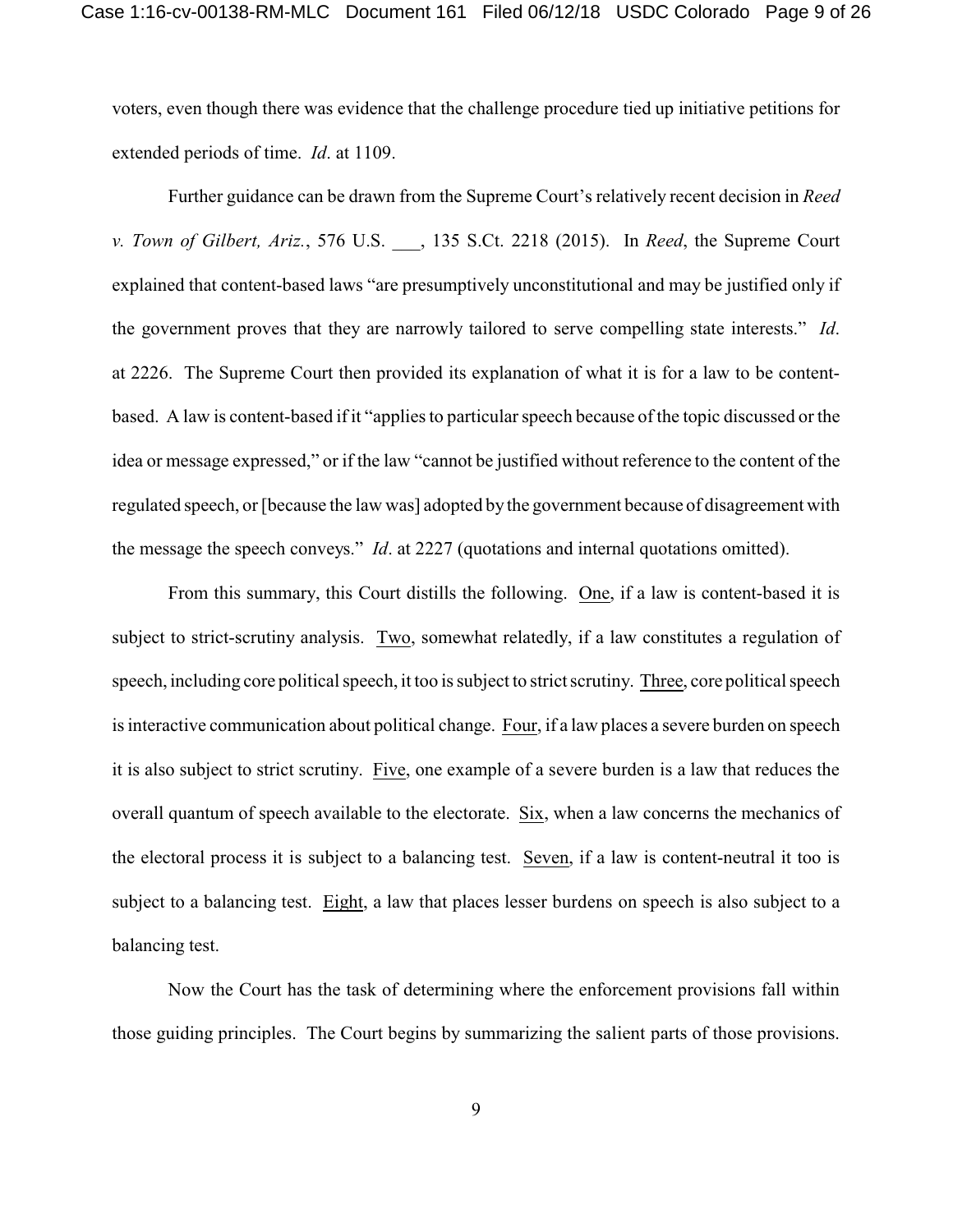voters, even though there was evidence that the challenge procedure tied up initiative petitions for extended periods of time. *Id*. at 1109.

Further guidance can be drawn from the Supreme Court's relatively recent decision in *Reed v. Town of Gilbert, Ariz.*, 576 U.S. ___, 135 S.Ct. 2218 (2015). In *Reed*, the Supreme Court explained that content-based laws "are presumptively unconstitutional and may be justified only if the government proves that they are narrowly tailored to serve compelling state interests." *Id*. at 2226. The Supreme Court then provided its explanation of what it is for a law to be content-based. A law is content-based if it "applies to particular speech because of the topic discussed or the idea or message expressed," or if the law "cannot be justified without reference to the content of the regulated speech, or [because the law was] adopted by the government because of disagreement with the message the speech conveys." *Id*. at 2227 (quotations and internal quotations omitted).

From this summary, this Court distills the following. <u>One</u>, if a law is content-based it is subject to strict-scrutiny analysis. <u>Two</u>, somewhat relatedly, if a law constitutes a regulation of speech, including core political speech, it too is subject to strict scrutiny. <u>Three</u>, core political speech is interactive communication about political change. <u>Four</u>, if a law places a severe burden on speech it is also subject to strict scrutiny. <u>Five</u>, one example of a severe burden is a law that reduces the overall quantum of speech available to the electorate. <u>Six</u>, when a law concerns the mechanics of the electoral process it is subject to a balancing test. <u>Seven</u>, if a law is content-neutral it too is subject to a balancing test. <u>Eight</u>, a law that places lesser burdens on speech is also subject to a balancing test.

Now the Court has the task of determining where the enforcement provisions fall within those guiding principles. The Court begins by summarizing the salient parts of those provisions.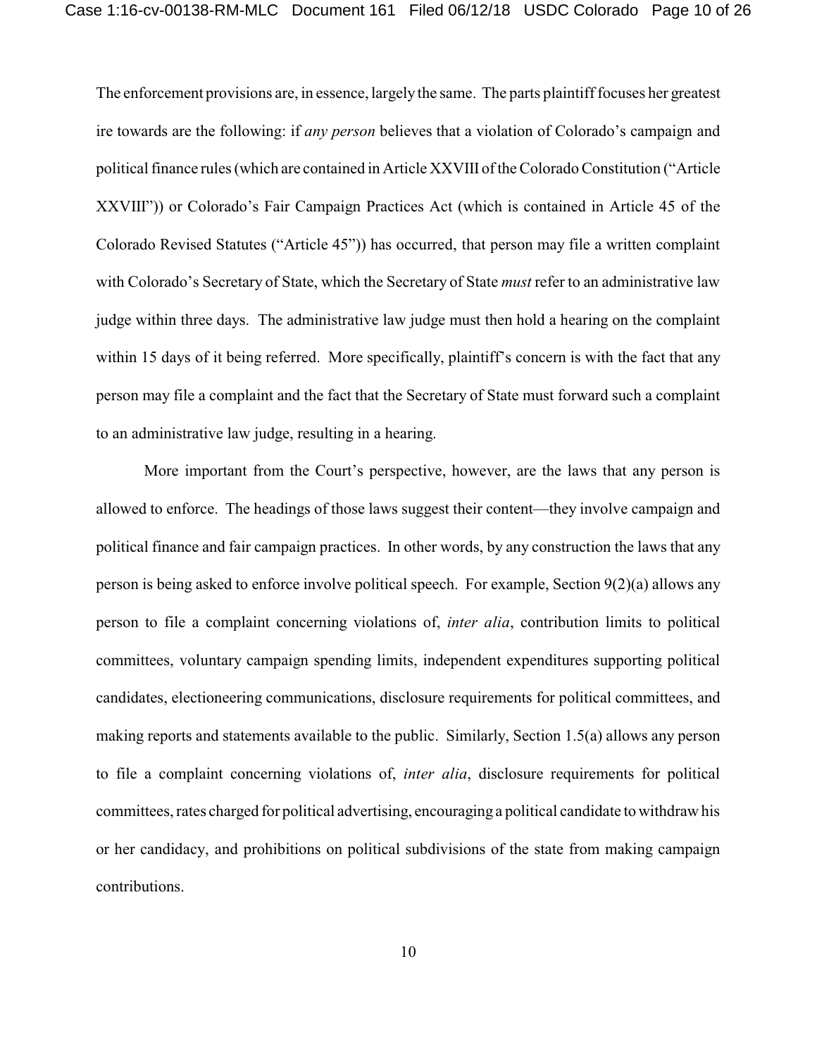The enforcement provisions are, in essence, largely the same. The parts plaintiff focuses her greatest ire towards are the following: if *any person* believes that a violation of Colorado's campaign and political finance rules (which are contained in Article XXVIII of the Colorado Constitution ("Article XXVIII")) or Colorado's Fair Campaign Practices Act (which is contained in Article 45 of the Colorado Revised Statutes ("Article 45")) has occurred, that person may file a written complaint with Colorado's Secretary of State, which the Secretary of State *must* refer to an administrative law judge within three days. The administrative law judge must then hold a hearing on the complaint within 15 days of it being referred. More specifically, plaintiff's concern is with the fact that any person may file a complaint and the fact that the Secretary of State must forward such a complaint to an administrative law judge, resulting in a hearing.

More important from the Court's perspective, however, are the laws that any person is allowed to enforce. The headings of those laws suggest their content—they involve campaign and political finance and fair campaign practices. In other words, by any construction the laws that any person is being asked to enforce involve political speech. For example, Section 9(2)(a) allows any person to file a complaint concerning violations of, *inter alia*, contribution limits to political committees, voluntary campaign spending limits, independent expenditures supporting political candidates, electioneering communications, disclosure requirements for political committees, and making reports and statements available to the public. Similarly, Section 1.5(a) allows any person to file a complaint concerning violations of, *inter alia*, disclosure requirements for political committees, rates charged for political advertising, encouraging a political candidate to withdraw his or her candidacy, and prohibitions on political subdivisions of the state from making campaign contributions.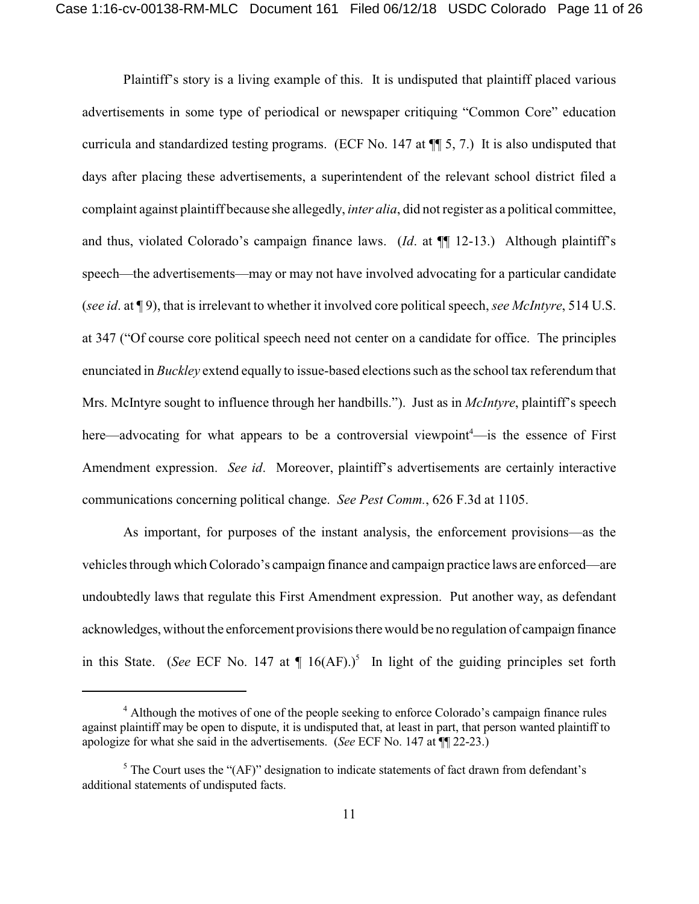Plaintiff's story is a living example of this. It is undisputed that plaintiff placed various advertisements in some type of periodical or newspaper critiquing "Common Core" education curricula and standardized testing programs. (ECF No. 147 at ¶¶ 5, 7.) It is also undisputed that days after placing these advertisements, a superintendent of the relevant school district filed a complaint against plaintiff because she allegedly, *inter alia*, did not register as a political committee, and thus, violated Colorado's campaign finance laws. (*Id*. at ¶¶ 12-13.) Although plaintiff's speech—the advertisements—may or may not have involved advocating for a particular candidate (*see id*. at ¶ 9), that is irrelevant to whether it involved core political speech, *see McIntyre*, 514 U.S. at 347 ("Of course core political speech need not center on a candidate for office. The principles enunciated in *Buckley* extend equally to issue-based elections such as the school tax referendum that Mrs. McIntyre sought to influence through her handbills."). Just as in *McIntyre*, plaintiff's speech here—advocating for what appears to be a controversial viewpoint[4]—is the essence of First Amendment expression. *See id*. Moreover, plaintiff's advertisements are certainly interactive communications concerning political change. *See Pest Comm.*, 626 F.3d at 1105.

As important, for purposes of the instant analysis, the enforcement provisions—as the vehicles through which Colorado's campaign finance and campaign practice laws are enforced—are undoubtedly laws that regulate this First Amendment expression. Put another way, as defendant acknowledges, without the enforcement provisions there would be no regulation of campaign finance in this State. (*See* ECF No. 147 at ¶ 16(AF).)[5] In light of the guiding principles set forth

---

[4] Although the motives of one of the people seeking to enforce Colorado's campaign finance rules against plaintiff may be open to dispute, it is undisputed that, at least in part, that person wanted plaintiff to apologize for what she said in the advertisements. (*See* ECF No. 147 at ¶¶ 22-23.)

[5] The Court uses the "(AF)" designation to indicate statements of fact drawn from defendant's additional statements of undisputed facts.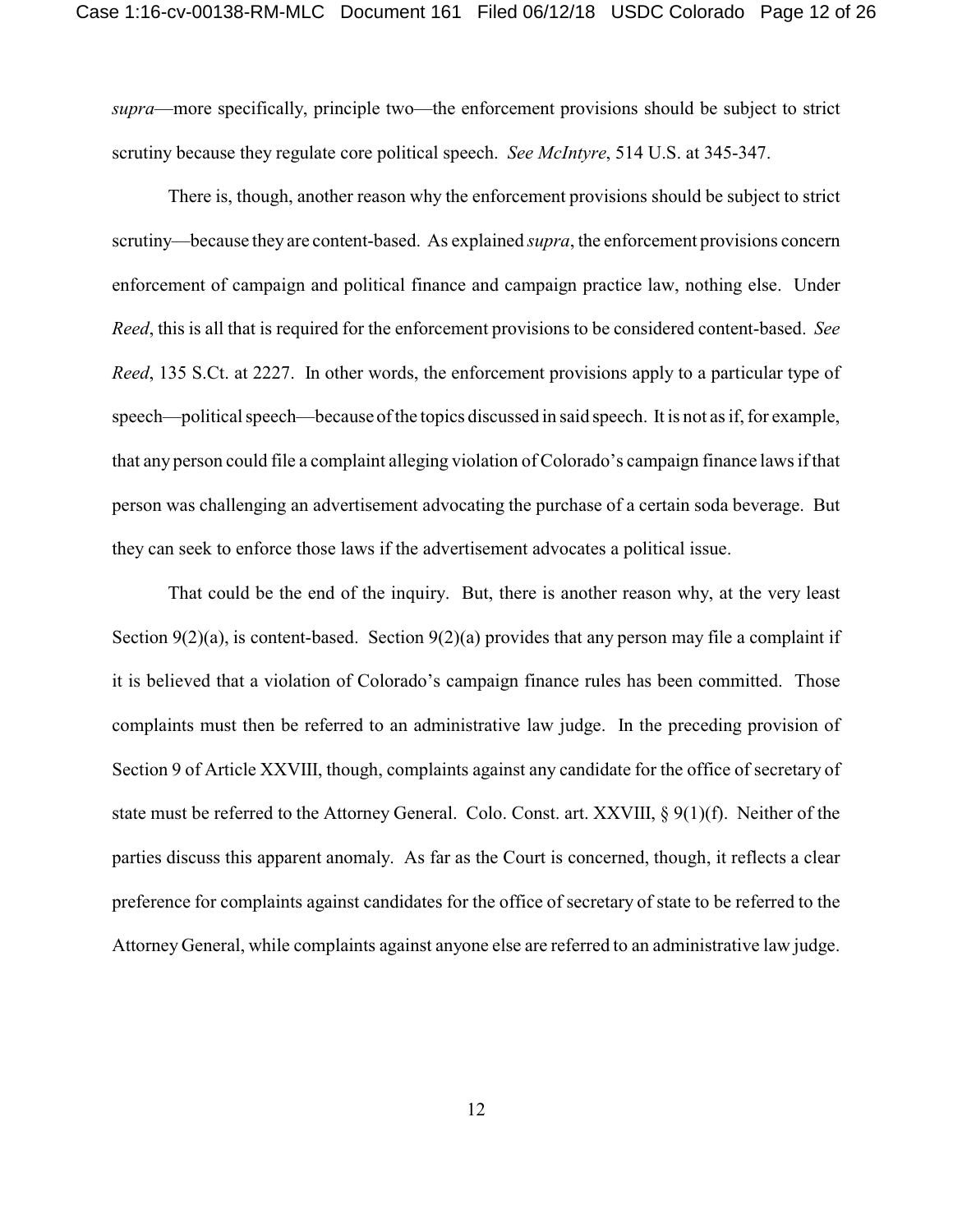*supra*—more specifically, principle two—the enforcement provisions should be subject to strict scrutiny because they regulate core political speech. *See McIntyre*, 514 U.S. at 345-347.

There is, though, another reason why the enforcement provisions should be subject to strict scrutiny—because they are content-based. As explained *supra*, the enforcement provisions concern enforcement of campaign and political finance and campaign practice law, nothing else. Under *Reed*, this is all that is required for the enforcement provisions to be considered content-based. *See Reed*, 135 S.Ct. at 2227. In other words, the enforcement provisions apply to a particular type of speech—political speech—because of the topics discussed in said speech. It is not as if, for example, that any person could file a complaint alleging violation of Colorado's campaign finance laws if that person was challenging an advertisement advocating the purchase of a certain soda beverage. But they can seek to enforce those laws if the advertisement advocates a political issue.

That could be the end of the inquiry. But, there is another reason why, at the very least Section 9(2)(a), is content-based. Section 9(2)(a) provides that any person may file a complaint if it is believed that a violation of Colorado's campaign finance rules has been committed. Those complaints must then be referred to an administrative law judge. In the preceding provision of Section 9 of Article XXVIII, though, complaints against any candidate for the office of secretary of state must be referred to the Attorney General. Colo. Const. art. XXVIII, § 9(1)(f). Neither of the parties discuss this apparent anomaly. As far as the Court is concerned, though, it reflects a clear preference for complaints against candidates for the office of secretary of state to be referred to the Attorney General, while complaints against anyone else are referred to an administrative law judge.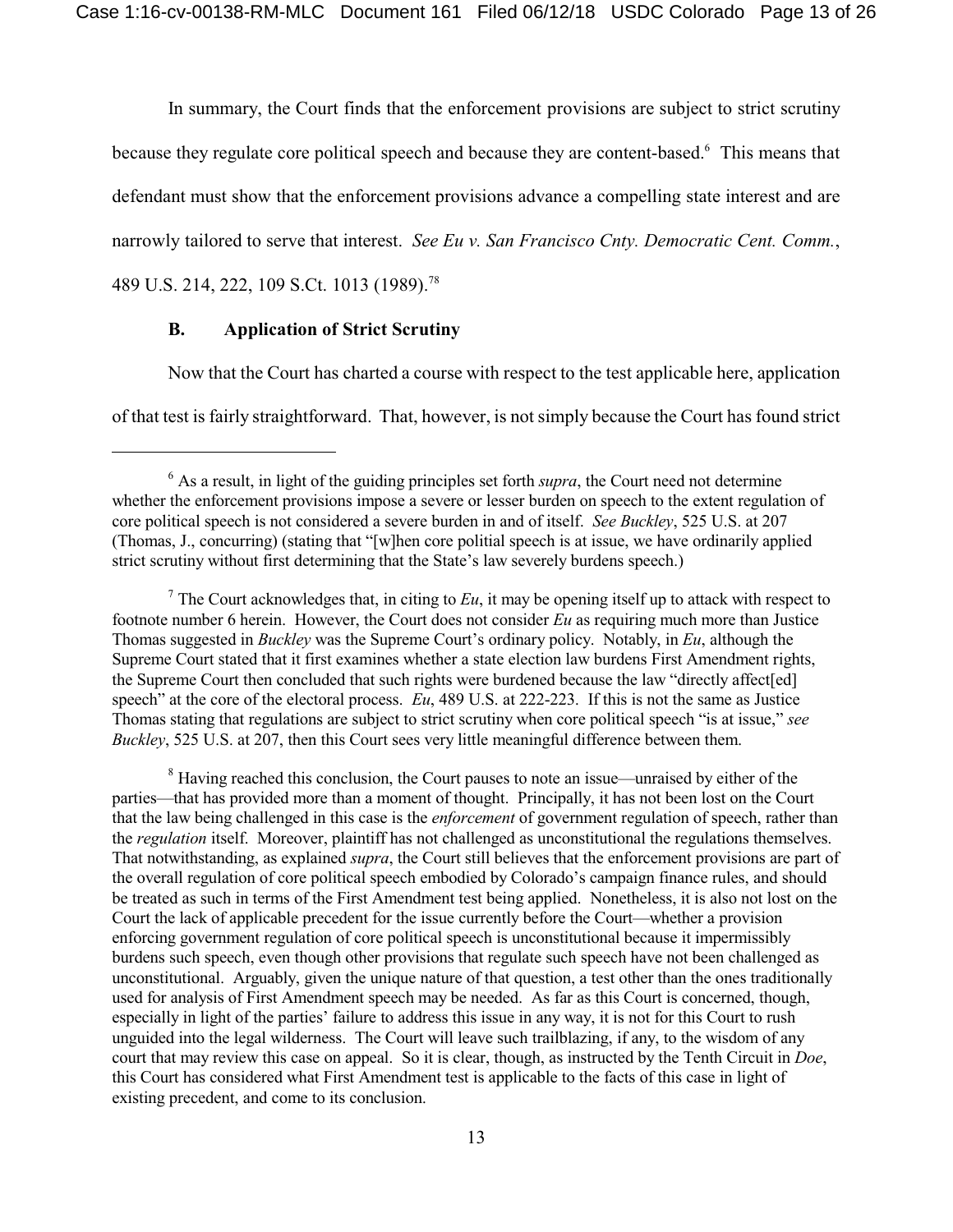In summary, the Court finds that the enforcement provisions are subject to strict scrutiny because they regulate core political speech and because they are content-based.[6] This means that defendant must show that the enforcement provisions advance a compelling state interest and are narrowly tailored to serve that interest. *See Eu v. San Francisco Cnty. Democratic Cent. Comm.*, 489 U.S. 214, 222, 109 S.Ct. 1013 (1989).[7,8]

### B. Application of Strict Scrutiny

Now that the Court has charted a course with respect to the test applicable here, application of that test is fairly straightforward. That, however, is not simply because the Court has found strict

---

[6] As a result, in light of the guiding principles set forth *supra*, the Court need not determine whether the enforcement provisions impose a severe or lesser burden on speech to the extent regulation of core political speech is not considered a severe burden in and of itself. *See Buckley*, 525 U.S. at 207 (Thomas, J., concurring) (stating that "[w]hen core politial speech is at issue, we have ordinarily applied strict scrutiny without first determining that the State's law severely burdens speech.)

[7] The Court acknowledges that, in citing to *Eu*, it may be opening itself up to attack with respect to footnote number 6 herein. However, the Court does not consider *Eu* as requiring much more than Justice Thomas suggested in *Buckley* was the Supreme Court's ordinary policy. Notably, in *Eu*, although the Supreme Court stated that it first examines whether a state election law burdens First Amendment rights, the Supreme Court then concluded that such rights were burdened because the law "directly affect[ed] speech" at the core of the electoral process. *Eu*, 489 U.S. at 222-223. If this is not the same as Justice Thomas stating that regulations are subject to strict scrutiny when core political speech "is at issue," *see Buckley*, 525 U.S. at 207, then this Court sees very little meaningful difference between them.

[8] Having reached this conclusion, the Court pauses to note an issue—unraised by either of the parties—that has provided more than a moment of thought. Principally, it has not been lost on the Court that the law being challenged in this case is the *enforcement* of government regulation of speech, rather than the *regulation* itself. Moreover, plaintiff has not challenged as unconstitutional the regulations themselves. That notwithstanding, as explained *supra*, the Court still believes that the enforcement provisions are part of the overall regulation of core political speech embodied by Colorado's campaign finance rules, and should be treated as such in terms of the First Amendment test being applied. Nonetheless, it is also not lost on the Court the lack of applicable precedent for the issue currently before the Court—whether a provision enforcing government regulation of core political speech is unconstitutional because it impermissibly burdens such speech, even though other provisions that regulate such speech have not been challenged as unconstitutional. Arguably, given the unique nature of that question, a test other than the ones traditionally used for analysis of First Amendment speech may be needed. As far as this Court is concerned, though, especially in light of the parties' failure to address this issue in any way, it is not for this Court to rush unguided into the legal wilderness. The Court will leave such trailblazing, if any, to the wisdom of any court that may review this case on appeal. So it is clear, though, as instructed by the Tenth Circuit in *Doe*, this Court has considered what First Amendment test is applicable to the facts of this case in light of existing precedent, and come to its conclusion.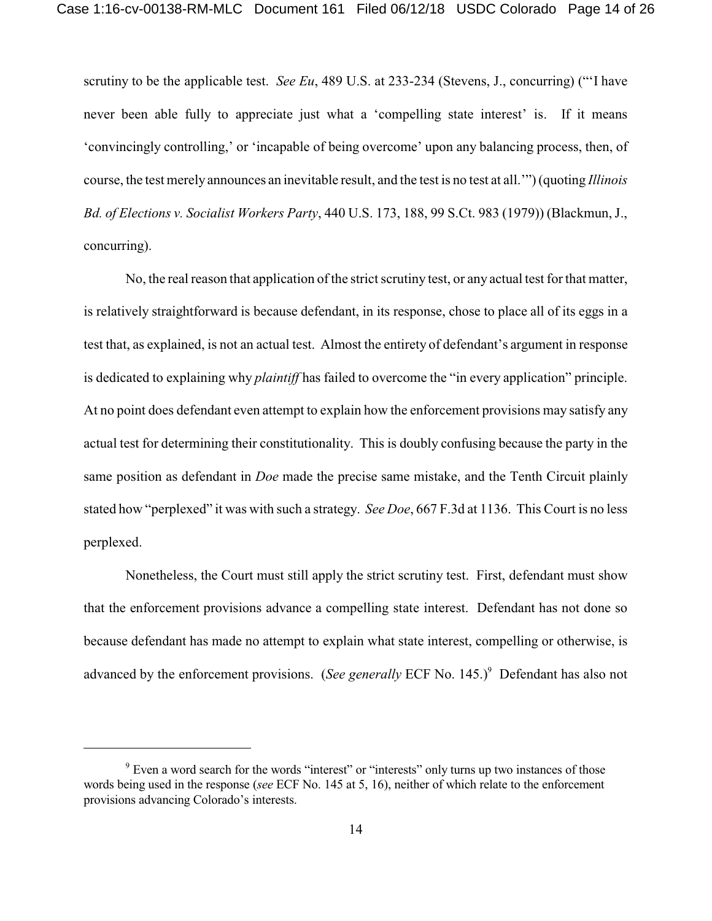scrutiny to be the applicable test. *See Eu*, 489 U.S. at 233-234 (Stevens, J., concurring) ("'I have never been able fully to appreciate just what a 'compelling state interest' is. If it means 'convincingly controlling,' or 'incapable of being overcome' upon any balancing process, then, of course, the test merely announces an inevitable result, and the test is no test at all.'") (quoting *Illinois Bd. of Elections v. Socialist Workers Party*, 440 U.S. 173, 188, 99 S.Ct. 983 (1979)) (Blackmun, J., concurring).

No, the real reason that application of the strict scrutiny test, or any actual test for that matter, is relatively straightforward is because defendant, in its response, chose to place all of its eggs in a test that, as explained, is not an actual test. Almost the entirety of defendant's argument in response is dedicated to explaining why *plaintiff* has failed to overcome the "in every application" principle. At no point does defendant even attempt to explain how the enforcement provisions may satisfy any actual test for determining their constitutionality. This is doubly confusing because the party in the same position as defendant in *Doe* made the precise same mistake, and the Tenth Circuit plainly stated how "perplexed" it was with such a strategy. *See Doe*, 667 F.3d at 1136. This Court is no less perplexed.

Nonetheless, the Court must still apply the strict scrutiny test. First, defendant must show that the enforcement provisions advance a compelling state interest. Defendant has not done so because defendant has made no attempt to explain what state interest, compelling or otherwise, is advanced by the enforcement provisions. (*See generally* ECF No. 145.)[9] Defendant has also not

---

[9] Even a word search for the words "interest" or "interests" only turns up two instances of those words being used in the response (*see* ECF No. 145 at 5, 16), neither of which relate to the enforcement provisions advancing Colorado's interests.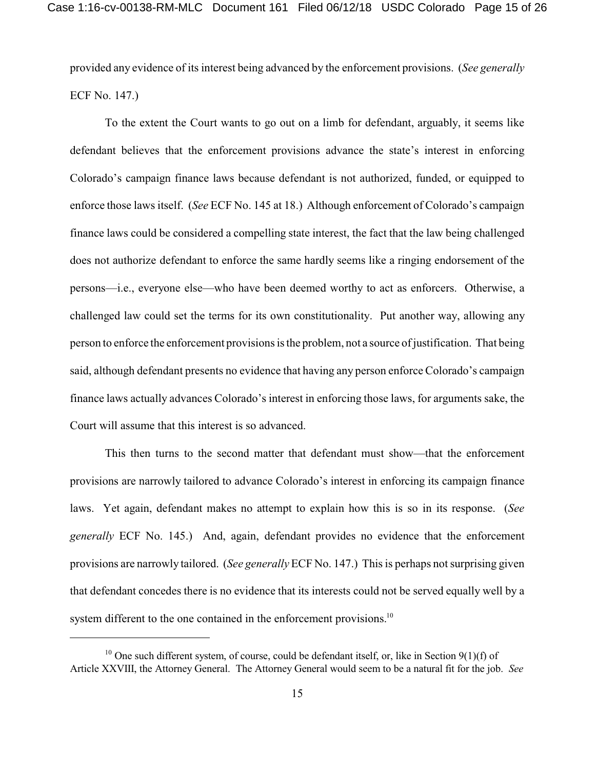provided any evidence of its interest being advanced by the enforcement provisions. (*See generally* ECF No. 147.)

To the extent the Court wants to go out on a limb for defendant, arguably, it seems like defendant believes that the enforcement provisions advance the state's interest in enforcing Colorado's campaign finance laws because defendant is not authorized, funded, or equipped to enforce those laws itself. (*See* ECF No. 145 at 18.) Although enforcement of Colorado's campaign finance laws could be considered a compelling state interest, the fact that the law being challenged does not authorize defendant to enforce the same hardly seems like a ringing endorsement of the persons—i.e., everyone else—who have been deemed worthy to act as enforcers. Otherwise, a challenged law could set the terms for its own constitutionality. Put another way, allowing any person to enforce the enforcement provisions is the problem, not a source of justification. That being said, although defendant presents no evidence that having any person enforce Colorado's campaign finance laws actually advances Colorado's interest in enforcing those laws, for arguments sake, the Court will assume that this interest is so advanced.

This then turns to the second matter that defendant must show—that the enforcement provisions are narrowly tailored to advance Colorado's interest in enforcing its campaign finance laws. Yet again, defendant makes no attempt to explain how this is so in its response. (*See generally* ECF No. 145.) And, again, defendant provides no evidence that the enforcement provisions are narrowly tailored. (*See generally* ECF No. 147.) This is perhaps not surprising given that defendant concedes there is no evidence that its interests could not be served equally well by a system different to the one contained in the enforcement provisions.[10]

---

[10] One such different system, of course, could be defendant itself, or, like in Section 9(1)(f) of Article XXVIII, the Attorney General. The Attorney General would seem to be a natural fit for the job. *See*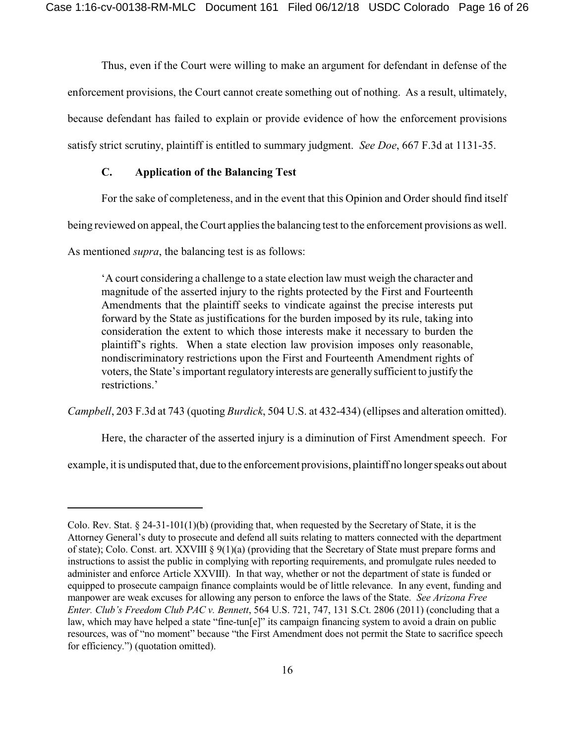Thus, even if the Court were willing to make an argument for defendant in defense of the enforcement provisions, the Court cannot create something out of nothing. As a result, ultimately, because defendant has failed to explain or provide evidence of how the enforcement provisions satisfy strict scrutiny, plaintiff is entitled to summary judgment. *See Doe*, 667 F.3d at 1131-35.

### C. Application of the Balancing Test

For the sake of completeness, and in the event that this Opinion and Order should find itself being reviewed on appeal, the Court applies the balancing test to the enforcement provisions as well. As mentioned *supra*, the balancing test is as follows:

> 'A court considering a challenge to a state election law must weigh the character and magnitude of the asserted injury to the rights protected by the First and Fourteenth Amendments that the plaintiff seeks to vindicate against the precise interests put forward by the State as justifications for the burden imposed by its rule, taking into consideration the extent to which those interests make it necessary to burden the plaintiff's rights. When a state election law provision imposes only reasonable, nondiscriminatory restrictions upon the First and Fourteenth Amendment rights of voters, the State's important regulatory interests are generally sufficient to justify the restrictions.'

*Campbell*, 203 F.3d at 743 (quoting *Burdick*, 504 U.S. at 432-434) (ellipses and alteration omitted).

Here, the character of the asserted injury is a diminution of First Amendment speech. For example, it is undisputed that, due to the enforcement provisions, plaintiff no longer speaks out about

---

Colo. Rev. Stat. § 24-31-101(1)(b) (providing that, when requested by the Secretary of State, it is the Attorney General's duty to prosecute and defend all suits relating to matters connected with the department of state); Colo. Const. art. XXVIII § 9(1)(a) (providing that the Secretary of State must prepare forms and instructions to assist the public in complying with reporting requirements, and promulgate rules needed to administer and enforce Article XXVIII). In that way, whether or not the department of state is funded or equipped to prosecute campaign finance complaints would be of little relevance. In any event, funding and manpower are weak excuses for allowing any person to enforce the laws of the State. *See Arizona Free Enter. Club's Freedom Club PAC v. Bennett*, 564 U.S. 721, 747, 131 S.Ct. 2806 (2011) (concluding that a law, which may have helped a state "fine-tun[e]" its campaign financing system to avoid a drain on public resources, was of "no moment" because "the First Amendment does not permit the State to sacrifice speech for efficiency.") (quotation omitted).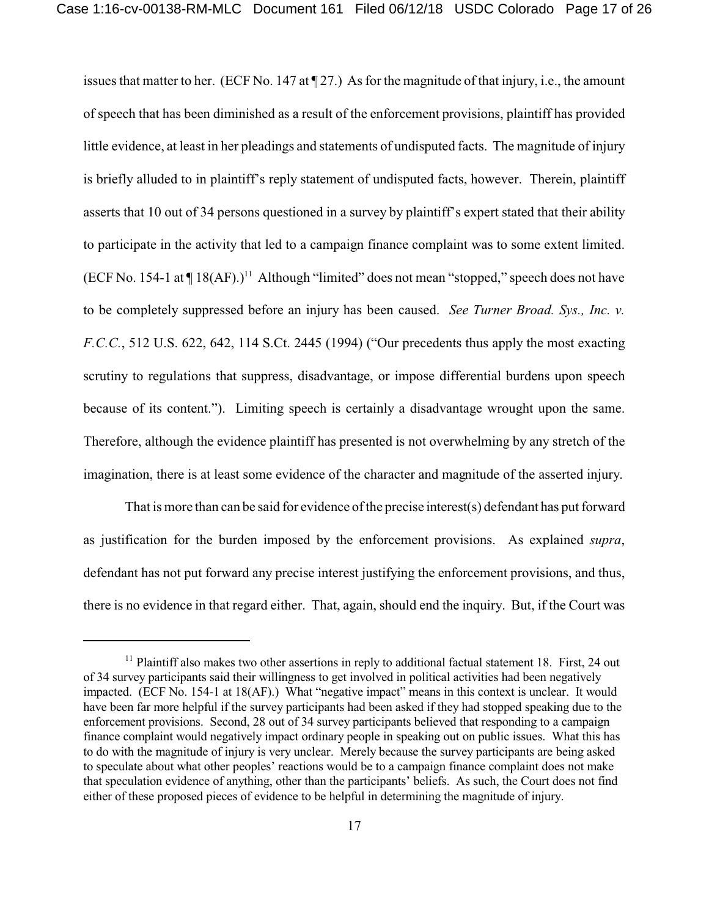issues that matter to her. (ECF No. 147 at ¶ 27.) As for the magnitude of that injury, i.e., the amount of speech that has been diminished as a result of the enforcement provisions, plaintiff has provided little evidence, at least in her pleadings and statements of undisputed facts. The magnitude of injury is briefly alluded to in plaintiff's reply statement of undisputed facts, however. Therein, plaintiff asserts that 10 out of 34 persons questioned in a survey by plaintiff's expert stated that their ability to participate in the activity that led to a campaign finance complaint was to some extent limited. (ECF No. 154-1 at ¶ 18(AF).)[11] Although "limited" does not mean "stopped," speech does not have to be completely suppressed before an injury has been caused. *See Turner Broad. Sys., Inc. v. F.C.C.*, 512 U.S. 622, 642, 114 S.Ct. 2445 (1994) ("Our precedents thus apply the most exacting scrutiny to regulations that suppress, disadvantage, or impose differential burdens upon speech because of its content."). Limiting speech is certainly a disadvantage wrought upon the same. Therefore, although the evidence plaintiff has presented is not overwhelming by any stretch of the imagination, there is at least some evidence of the character and magnitude of the asserted injury.

That is more than can be said for evidence of the precise interest(s) defendant has put forward as justification for the burden imposed by the enforcement provisions. As explained *supra*, defendant has not put forward any precise interest justifying the enforcement provisions, and thus, there is no evidence in that regard either. That, again, should end the inquiry. But, if the Court was

---

[11] Plaintiff also makes two other assertions in reply to additional factual statement 18. First, 24 out of 34 survey participants said their willingness to get involved in political activities had been negatively impacted. (ECF No. 154-1 at 18(AF).) What "negative impact" means in this context is unclear. It would have been far more helpful if the survey participants had been asked if they had stopped speaking due to the enforcement provisions. Second, 28 out of 34 survey participants believed that responding to a campaign finance complaint would negatively impact ordinary people in speaking out on public issues. What this has to do with the magnitude of injury is very unclear. Merely because the survey participants are being asked to speculate about what other peoples' reactions would be to a campaign finance complaint does not make that speculation evidence of anything, other than the participants' beliefs. As such, the Court does not find either of these proposed pieces of evidence to be helpful in determining the magnitude of injury.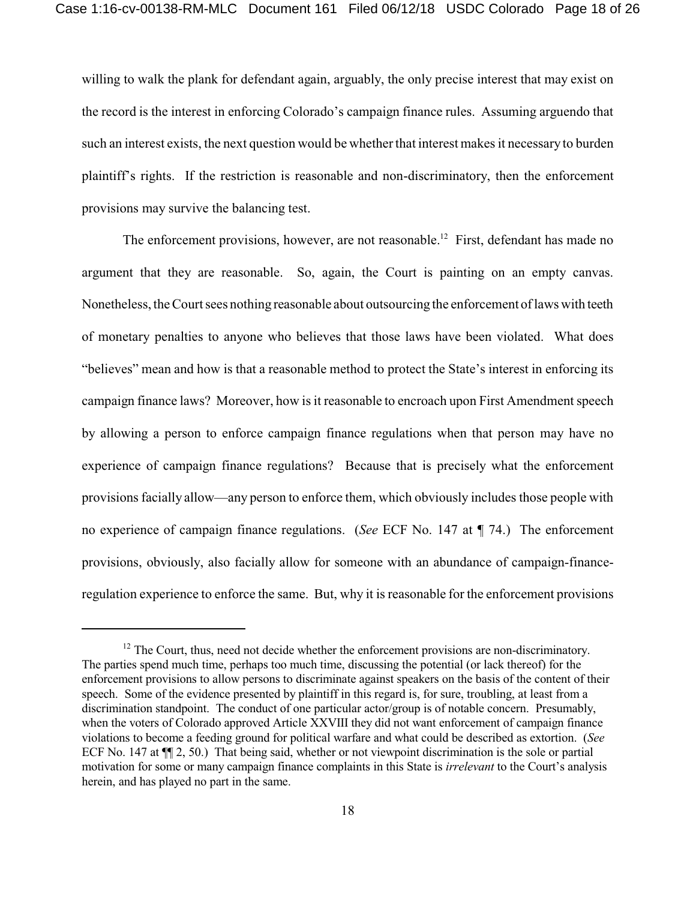willing to walk the plank for defendant again, arguably, the only precise interest that may exist on the record is the interest in enforcing Colorado's campaign finance rules. Assuming arguendo that such an interest exists, the next question would be whether that interest makes it necessary to burden plaintiff's rights. If the restriction is reasonable and non-discriminatory, then the enforcement provisions may survive the balancing test.

The enforcement provisions, however, are not reasonable.[12] First, defendant has made no argument that they are reasonable. So, again, the Court is painting on an empty canvas. Nonetheless, the Court sees nothing reasonable about outsourcing the enforcement of laws with teeth of monetary penalties to anyone who believes that those laws have been violated. What does "believes" mean and how is that a reasonable method to protect the State's interest in enforcing its campaign finance laws? Moreover, how is it reasonable to encroach upon First Amendment speech by allowing a person to enforce campaign finance regulations when that person may have no experience of campaign finance regulations? Because that is precisely what the enforcement provisions facially allow—any person to enforce them, which obviously includes those people with no experience of campaign finance regulations. (*See* ECF No. 147 at ¶ 74.) The enforcement provisions, obviously, also facially allow for someone with an abundance of campaign-finance-regulation experience to enforce the same. But, why it is reasonable for the enforcement provisions

---

[12] The Court, thus, need not decide whether the enforcement provisions are non-discriminatory. The parties spend much time, perhaps too much time, discussing the potential (or lack thereof) for the enforcement provisions to allow persons to discriminate against speakers on the basis of the content of their speech. Some of the evidence presented by plaintiff in this regard is, for sure, troubling, at least from a discrimination standpoint. The conduct of one particular actor/group is of notable concern. Presumably, when the voters of Colorado approved Article XXVIII they did not want enforcement of campaign finance violations to become a feeding ground for political warfare and what could be described as extortion. (*See* ECF No. 147 at ¶¶ 2, 50.) That being said, whether or not viewpoint discrimination is the sole or partial motivation for some or many campaign finance complaints in this State is *irrelevant* to the Court's analysis herein, and has played no part in the same.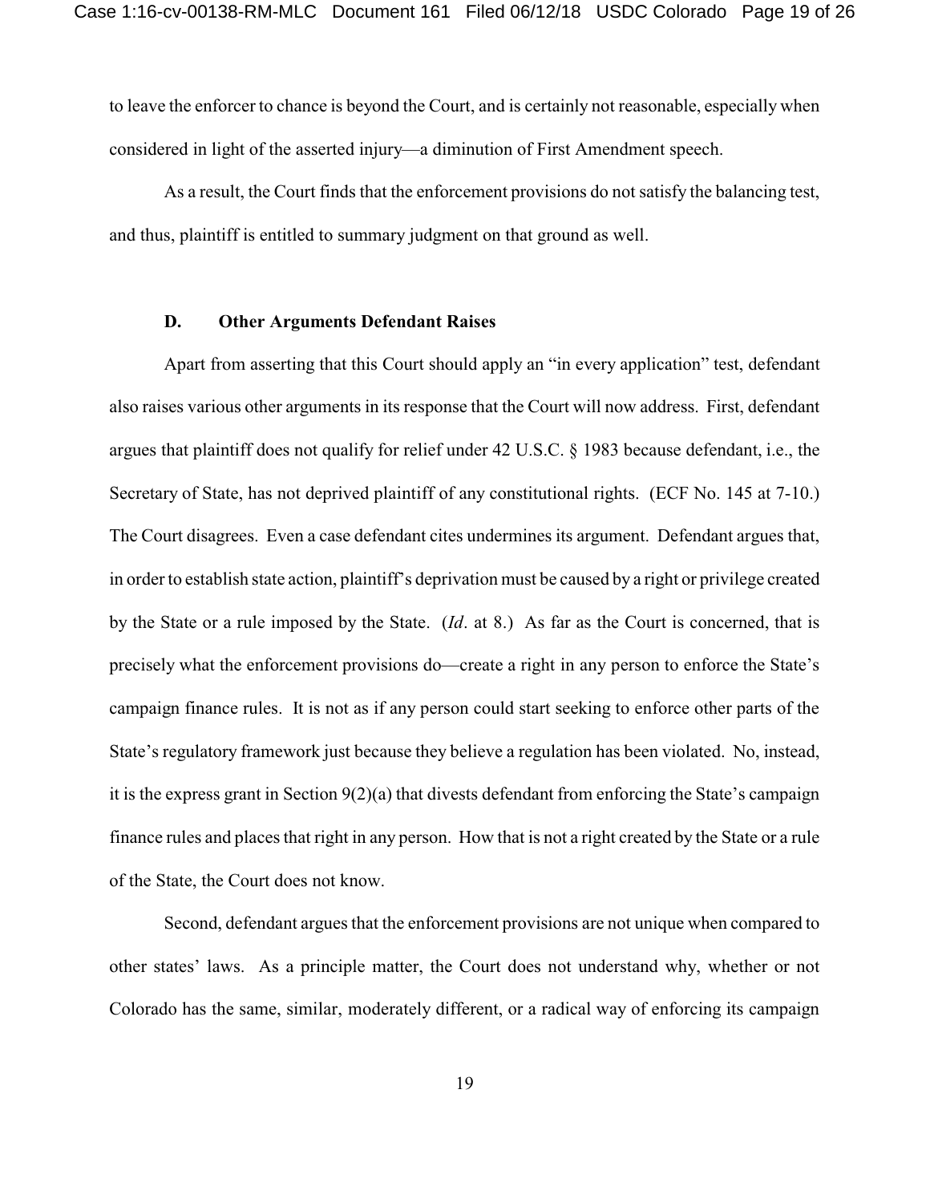to leave the enforcer to chance is beyond the Court, and is certainly not reasonable, especially when considered in light of the asserted injury—a diminution of First Amendment speech.

As a result, the Court finds that the enforcement provisions do not satisfy the balancing test, and thus, plaintiff is entitled to summary judgment on that ground as well.

### D. Other Arguments Defendant Raises

Apart from asserting that this Court should apply an "in every application" test, defendant also raises various other arguments in its response that the Court will now address. First, defendant argues that plaintiff does not qualify for relief under 42 U.S.C. § 1983 because defendant, i.e., the Secretary of State, has not deprived plaintiff of any constitutional rights. (ECF No. 145 at 7-10.) The Court disagrees. Even a case defendant cites undermines its argument. Defendant argues that, in order to establish state action, plaintiff's deprivation must be caused by a right or privilege created by the State or a rule imposed by the State. (*Id*. at 8.) As far as the Court is concerned, that is precisely what the enforcement provisions do—create a right in any person to enforce the State's campaign finance rules. It is not as if any person could start seeking to enforce other parts of the State's regulatory framework just because they believe a regulation has been violated. No, instead, it is the express grant in Section 9(2)(a) that divests defendant from enforcing the State's campaign finance rules and places that right in any person. How that is not a right created by the State or a rule of the State, the Court does not know.

Second, defendant argues that the enforcement provisions are not unique when compared to other states' laws. As a principle matter, the Court does not understand why, whether or not Colorado has the same, similar, moderately different, or a radical way of enforcing its campaign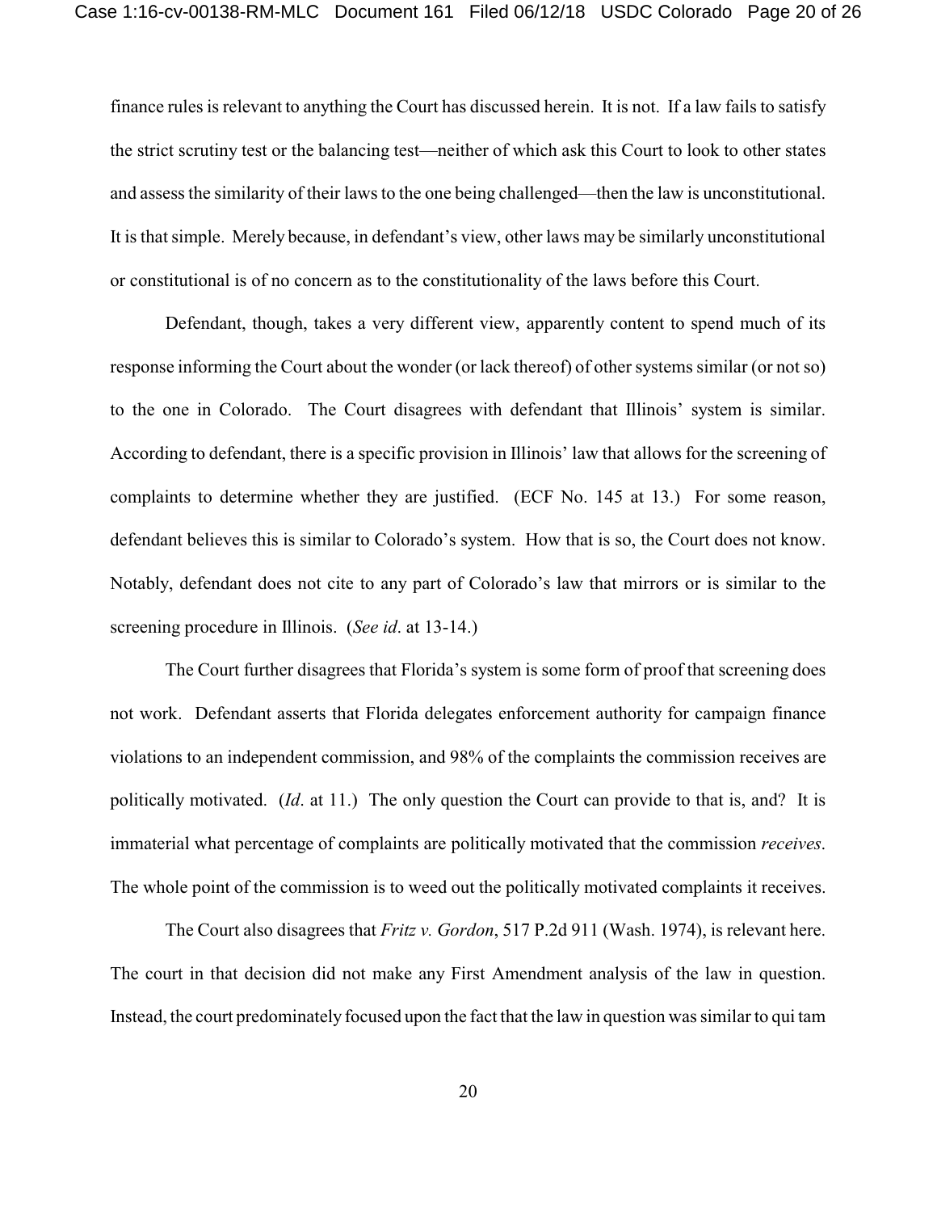finance rules is relevant to anything the Court has discussed herein. It is not. If a law fails to satisfy the strict scrutiny test or the balancing test—neither of which ask this Court to look to other states and assess the similarity of their laws to the one being challenged—then the law is unconstitutional. It is that simple. Merely because, in defendant's view, other laws may be similarly unconstitutional or constitutional is of no concern as to the constitutionality of the laws before this Court.

Defendant, though, takes a very different view, apparently content to spend much of its response informing the Court about the wonder (or lack thereof) of other systems similar (or not so) to the one in Colorado. The Court disagrees with defendant that Illinois' system is similar. According to defendant, there is a specific provision in Illinois' law that allows for the screening of complaints to determine whether they are justified. (ECF No. 145 at 13.) For some reason, defendant believes this is similar to Colorado's system. How that is so, the Court does not know. Notably, defendant does not cite to any part of Colorado's law that mirrors or is similar to the screening procedure in Illinois. (*See id*. at 13-14.)

The Court further disagrees that Florida's system is some form of proof that screening does not work. Defendant asserts that Florida delegates enforcement authority for campaign finance violations to an independent commission, and 98% of the complaints the commission receives are politically motivated. (*Id*. at 11.) The only question the Court can provide to that is, and? It is immaterial what percentage of complaints are politically motivated that the commission *receives*. The whole point of the commission is to weed out the politically motivated complaints it receives.

The Court also disagrees that *Fritz v. Gordon*, 517 P.2d 911 (Wash. 1974), is relevant here. The court in that decision did not make any First Amendment analysis of the law in question. Instead, the court predominately focused upon the fact that the law in question was similar to qui tam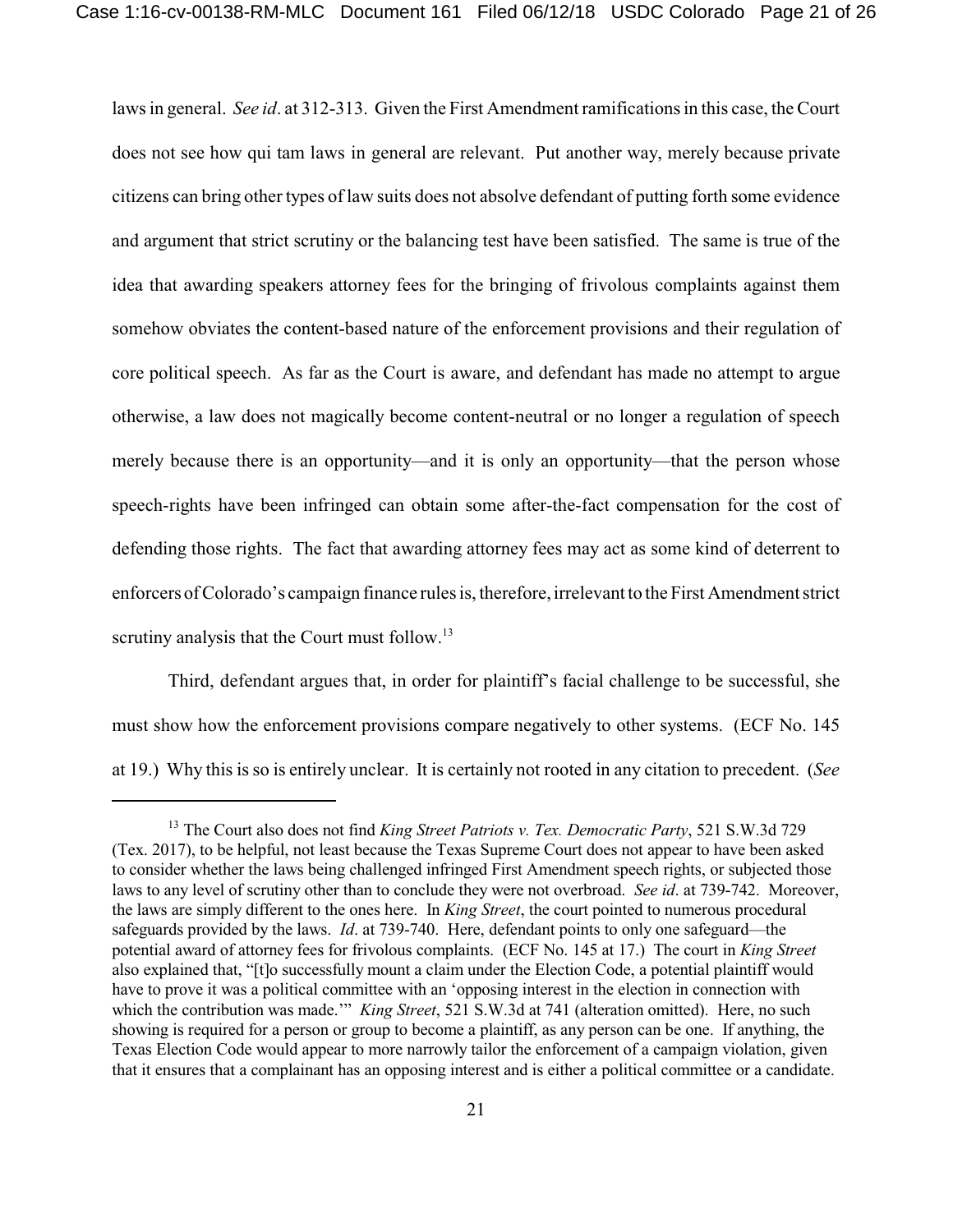laws in general. *See id*. at 312-313. Given the First Amendment ramifications in this case, the Court does not see how qui tam laws in general are relevant. Put another way, merely because private citizens can bring other types of law suits does not absolve defendant of putting forth some evidence and argument that strict scrutiny or the balancing test have been satisfied. The same is true of the idea that awarding speakers attorney fees for the bringing of frivolous complaints against them somehow obviates the content-based nature of the enforcement provisions and their regulation of core political speech. As far as the Court is aware, and defendant has made no attempt to argue otherwise, a law does not magically become content-neutral or no longer a regulation of speech merely because there is an opportunity—and it is only an opportunity—that the person whose speech-rights have been infringed can obtain some after-the-fact compensation for the cost of defending those rights. The fact that awarding attorney fees may act as some kind of deterrent to enforcers of Colorado's campaign finance rules is, therefore, irrelevant to the First Amendment strict scrutiny analysis that the Court must follow.[13]

Third, defendant argues that, in order for plaintiff's facial challenge to be successful, she must show how the enforcement provisions compare negatively to other systems. (ECF No. 145 at 19.) Why this is so is entirely unclear. It is certainly not rooted in any citation to precedent. (*See*

[13] The Court also does not find *King Street Patriots v. Tex. Democratic Party*, 521 S.W.3d 729 (Tex. 2017), to be helpful, not least because the Texas Supreme Court does not appear to have been asked to consider whether the laws being challenged infringed First Amendment speech rights, or subjected those laws to any level of scrutiny other than to conclude they were not overbroad. *See id*. at 739-742. Moreover, the laws are simply different to the ones here. In *King Street*, the court pointed to numerous procedural safeguards provided by the laws. *Id*. at 739-740. Here, defendant points to only one safeguard—the potential award of attorney fees for frivolous complaints. (ECF No. 145 at 17.) The court in *King Street* also explained that, "[t]o successfully mount a claim under the Election Code, a potential plaintiff would have to prove it was a political committee with an 'opposing interest in the election in connection with which the contribution was made.'" *King Street*, 521 S.W.3d at 741 (alteration omitted). Here, no such showing is required for a person or group to become a plaintiff, as any person can be one. If anything, the Texas Election Code would appear to more narrowly tailor the enforcement of a campaign violation, given that it ensures that a complainant has an opposing interest and is either a political committee or a candidate.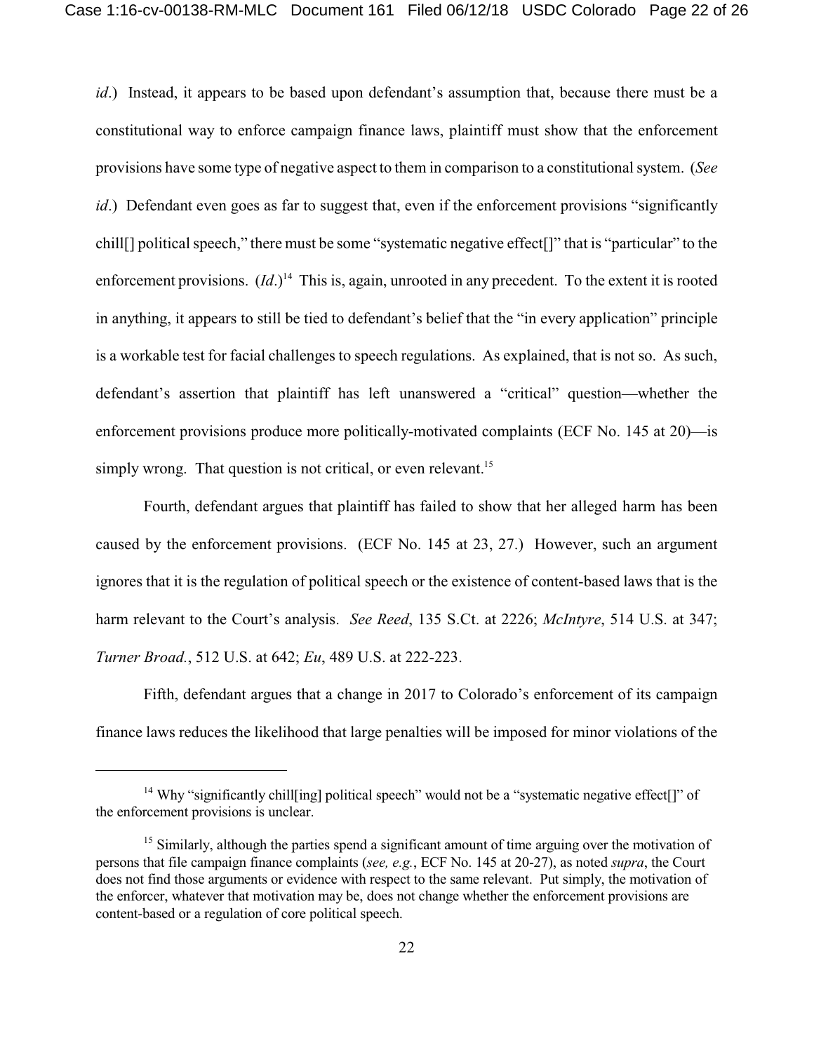*id*.) Instead, it appears to be based upon defendant's assumption that, because there must be a constitutional way to enforce campaign finance laws, plaintiff must show that the enforcement provisions have some type of negative aspect to them in comparison to a constitutional system. (*See id*.) Defendant even goes as far to suggest that, even if the enforcement provisions "significantly chill[] political speech," there must be some "systematic negative effect[]" that is "particular" to the enforcement provisions. (*Id*.)[14] This is, again, unrooted in any precedent. To the extent it is rooted in anything, it appears to still be tied to defendant's belief that the "in every application" principle is a workable test for facial challenges to speech regulations. As explained, that is not so. As such, defendant's assertion that plaintiff has left unanswered a "critical" question—whether the enforcement provisions produce more politically-motivated complaints (ECF No. 145 at 20)—is simply wrong. That question is not critical, or even relevant.[15]

Fourth, defendant argues that plaintiff has failed to show that her alleged harm has been caused by the enforcement provisions. (ECF No. 145 at 23, 27.) However, such an argument ignores that it is the regulation of political speech or the existence of content-based laws that is the harm relevant to the Court's analysis. *See Reed*, 135 S.Ct. at 2226; *McIntyre*, 514 U.S. at 347; *Turner Broad.*, 512 U.S. at 642; *Eu*, 489 U.S. at 222-223.

Fifth, defendant argues that a change in 2017 to Colorado's enforcement of its campaign finance laws reduces the likelihood that large penalties will be imposed for minor violations of the

---

[14] Why "significantly chill[ing] political speech" would not be a "systematic negative effect[]" of the enforcement provisions is unclear.

[15] Similarly, although the parties spend a significant amount of time arguing over the motivation of persons that file campaign finance complaints (*see, e.g.*, ECF No. 145 at 20-27), as noted *supra*, the Court does not find those arguments or evidence with respect to the same relevant. Put simply, the motivation of the enforcer, whatever that motivation may be, does not change whether the enforcement provisions are content-based or a regulation of core political speech.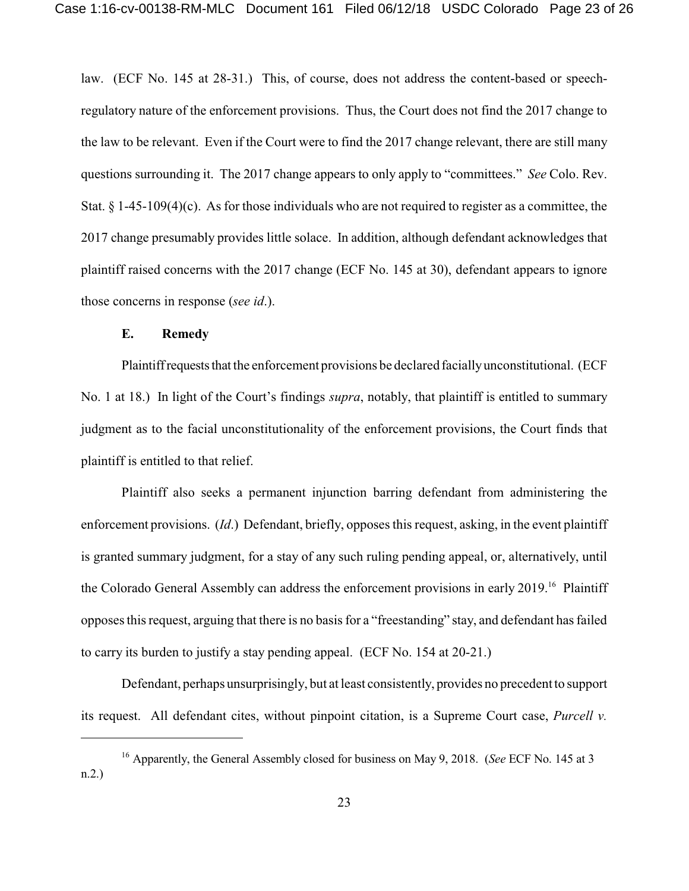law. (ECF No. 145 at 28-31.) This, of course, does not address the content-based or speech-regulatory nature of the enforcement provisions. Thus, the Court does not find the 2017 change to the law to be relevant. Even if the Court were to find the 2017 change relevant, there are still many questions surrounding it. The 2017 change appears to only apply to "committees." *See* Colo. Rev. Stat. § 1-45-109(4)(c). As for those individuals who are not required to register as a committee, the 2017 change presumably provides little solace. In addition, although defendant acknowledges that plaintiff raised concerns with the 2017 change (ECF No. 145 at 30), defendant appears to ignore those concerns in response (*see id*.).

### E. Remedy

Plaintiff requests that the enforcement provisions be declared facially unconstitutional. (ECF No. 1 at 18.) In light of the Court's findings *supra*, notably, that plaintiff is entitled to summary judgment as to the facial unconstitutionality of the enforcement provisions, the Court finds that plaintiff is entitled to that relief.

Plaintiff also seeks a permanent injunction barring defendant from administering the enforcement provisions. (*Id*.) Defendant, briefly, opposes this request, asking, in the event plaintiff is granted summary judgment, for a stay of any such ruling pending appeal, or, alternatively, until the Colorado General Assembly can address the enforcement provisions in early 2019.[16] Plaintiff opposes this request, arguing that there is no basis for a "freestanding" stay, and defendant has failed to carry its burden to justify a stay pending appeal. (ECF No. 154 at 20-21.)

Defendant, perhaps unsurprisingly, but at least consistently, provides no precedent to support its request. All defendant cites, without pinpoint citation, is a Supreme Court case, *Purcell v.*

---

[16] Apparently, the General Assembly closed for business on May 9, 2018. (*See* ECF No. 145 at 3 n.2.)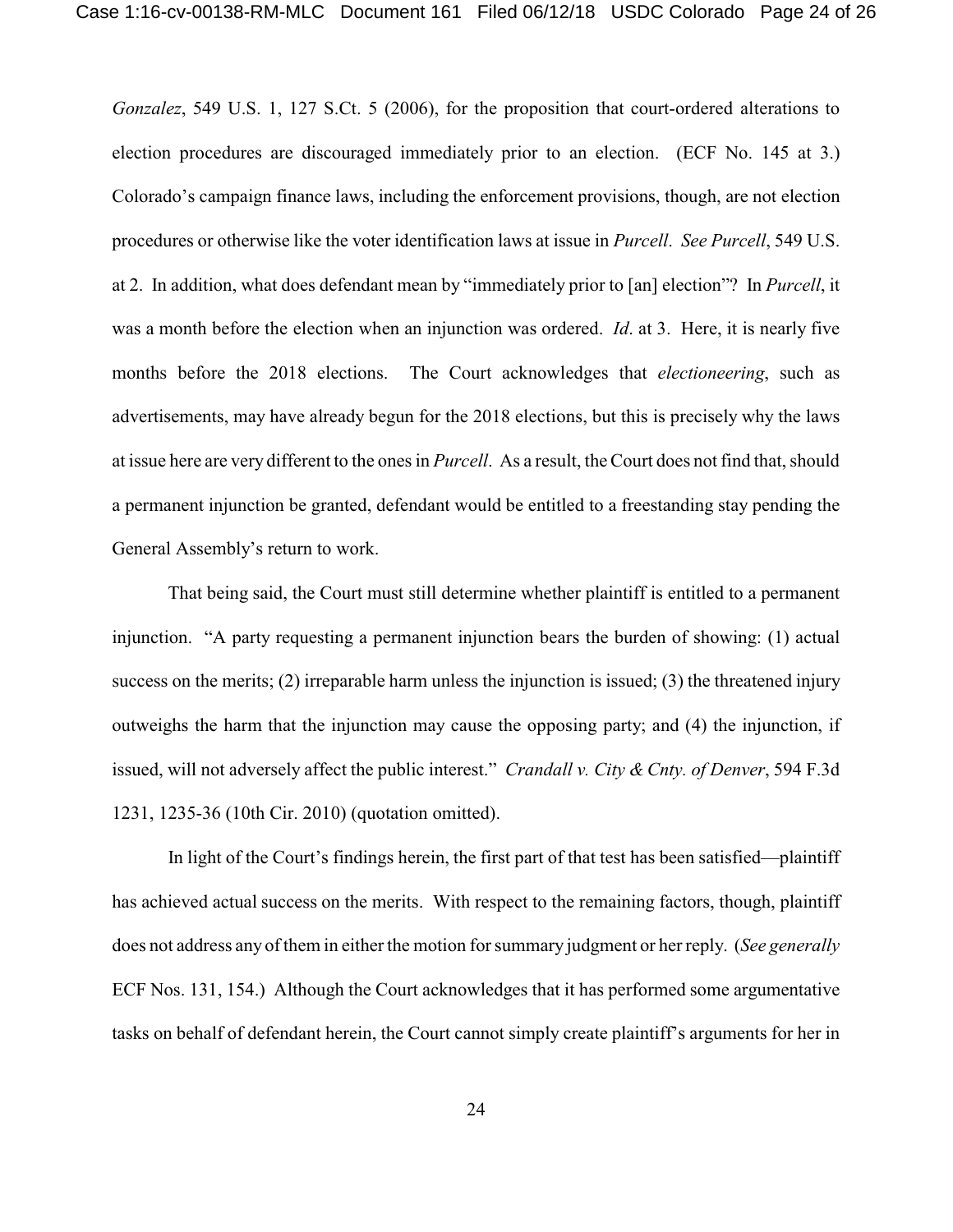*Gonzalez*, 549 U.S. 1, 127 S.Ct. 5 (2006), for the proposition that court-ordered alterations to election procedures are discouraged immediately prior to an election. (ECF No. 145 at 3.) Colorado's campaign finance laws, including the enforcement provisions, though, are not election procedures or otherwise like the voter identification laws at issue in *Purcell*. *See Purcell*, 549 U.S. at 2. In addition, what does defendant mean by "immediately prior to [an] election"? In *Purcell*, it was a month before the election when an injunction was ordered. *Id*. at 3. Here, it is nearly five months before the 2018 elections. The Court acknowledges that *electioneering*, such as advertisements, may have already begun for the 2018 elections, but this is precisely why the laws at issue here are very different to the ones in *Purcell*. As a result, the Court does not find that, should a permanent injunction be granted, defendant would be entitled to a freestanding stay pending the General Assembly's return to work.

That being said, the Court must still determine whether plaintiff is entitled to a permanent injunction. "A party requesting a permanent injunction bears the burden of showing: (1) actual success on the merits; (2) irreparable harm unless the injunction is issued; (3) the threatened injury outweighs the harm that the injunction may cause the opposing party; and (4) the injunction, if issued, will not adversely affect the public interest." *Crandall v. City & Cnty. of Denver*, 594 F.3d 1231, 1235-36 (10th Cir. 2010) (quotation omitted).

In light of the Court's findings herein, the first part of that test has been satisfied—plaintiff has achieved actual success on the merits. With respect to the remaining factors, though, plaintiff does not address any of them in either the motion for summary judgment or her reply. (*See generally* ECF Nos. 131, 154.) Although the Court acknowledges that it has performed some argumentative tasks on behalf of defendant herein, the Court cannot simply create plaintiff's arguments for her in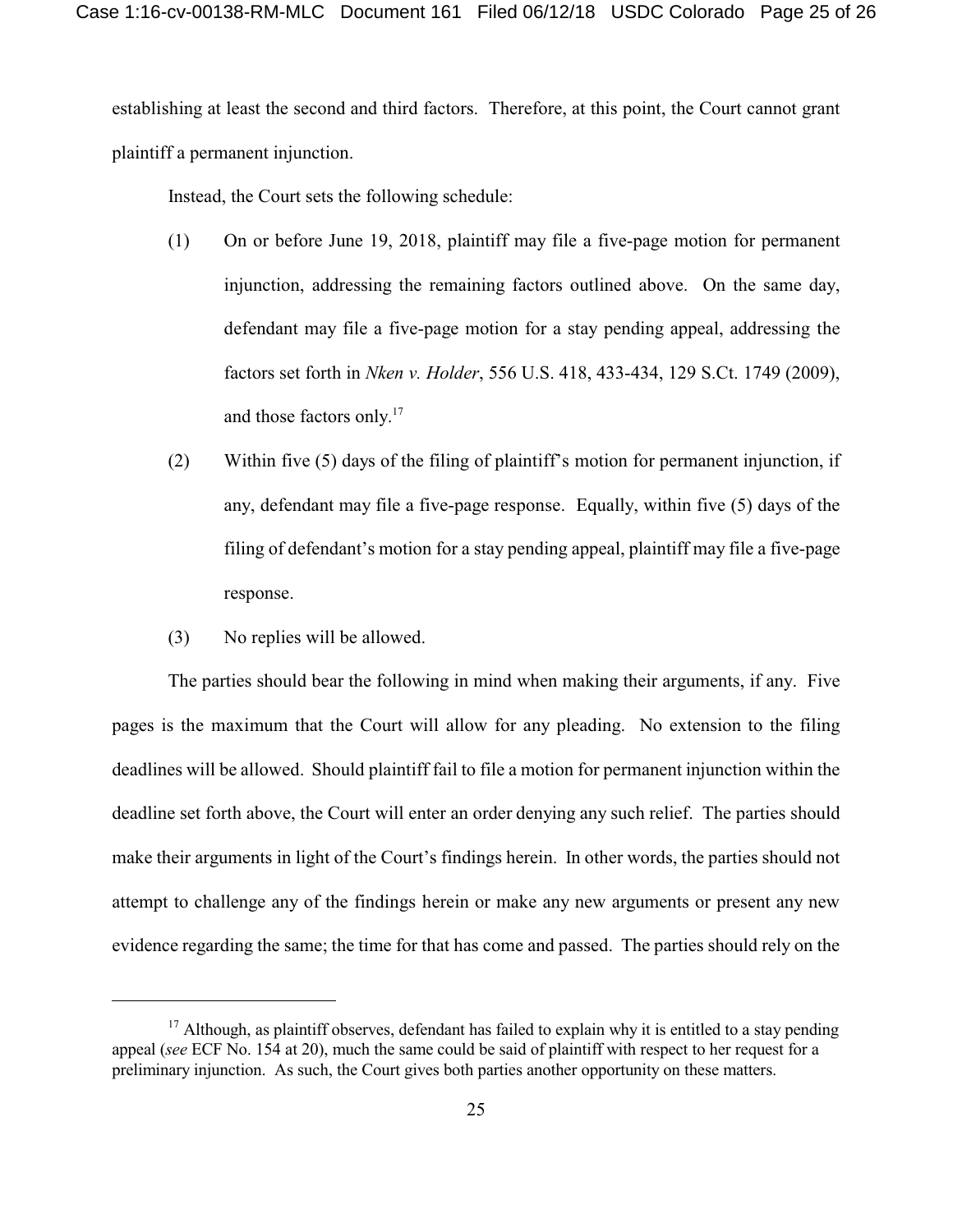establishing at least the second and third factors. Therefore, at this point, the Court cannot grant plaintiff a permanent injunction.

Instead, the Court sets the following schedule:

(1) On or before June 19, 2018, plaintiff may file a five-page motion for permanent injunction, addressing the remaining factors outlined above. On the same day, defendant may file a five-page motion for a stay pending appeal, addressing the factors set forth in *Nken v. Holder*, 556 U.S. 418, 433-434, 129 S.Ct. 1749 (2009), and those factors only.[17]

(2) Within five (5) days of the filing of plaintiff's motion for permanent injunction, if any, defendant may file a five-page response. Equally, within five (5) days of the filing of defendant's motion for a stay pending appeal, plaintiff may file a five-page response.

(3) No replies will be allowed.

The parties should bear the following in mind when making their arguments, if any. Five pages is the maximum that the Court will allow for any pleading. No extension to the filing deadlines will be allowed. Should plaintiff fail to file a motion for permanent injunction within the deadline set forth above, the Court will enter an order denying any such relief. The parties should make their arguments in light of the Court's findings herein. In other words, the parties should not attempt to challenge any of the findings herein or make any new arguments or present any new evidence regarding the same; the time for that has come and passed. The parties should rely on the

---

[17] Although, as plaintiff observes, defendant has failed to explain why it is entitled to a stay pending appeal (*see* ECF No. 154 at 20), much the same could be said of plaintiff with respect to her request for a preliminary injunction. As such, the Court gives both parties another opportunity on these matters.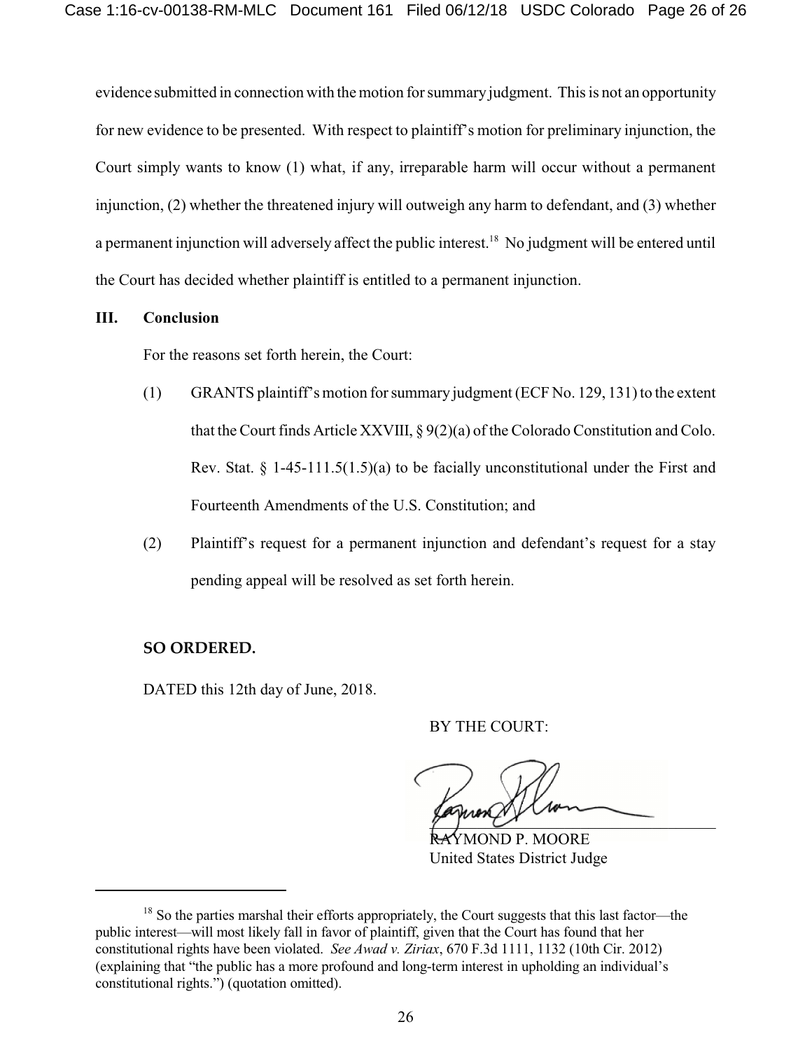evidence submitted in connection with the motion for summary judgment. This is not an opportunity for new evidence to be presented. With respect to plaintiff's motion for preliminary injunction, the Court simply wants to know (1) what, if any, irreparable harm will occur without a permanent injunction, (2) whether the threatened injury will outweigh any harm to defendant, and (3) whether a permanent injunction will adversely affect the public interest.[18] No judgment will be entered until the Court has decided whether plaintiff is entitled to a permanent injunction.

## III. Conclusion

For the reasons set forth herein, the Court:

(1) GRANTS plaintiff's motion for summary judgment (ECF No. 129, 131) to the extent that the Court finds Article XXVIII, § 9(2)(a) of the Colorado Constitution and Colo. Rev. Stat. § 1-45-111.5(1.5)(a) to be facially unconstitutional under the First and Fourteenth Amendments of the U.S. Constitution; and

(2) Plaintiff's request for a permanent injunction and defendant's request for a stay pending appeal will be resolved as set forth herein.

**SO ORDERED.**

DATED this 12th day of June, 2018.

BY THE COURT:

RAYMOND P. MOORE
United States District Judge

---

[18] So the parties marshal their efforts appropriately, the Court suggests that this last factor—the public interest—will most likely fall in favor of plaintiff, given that the Court has found that her constitutional rights have been violated. *See Awad v. Ziriax*, 670 F.3d 1111, 1132 (10th Cir. 2012) (explaining that "the public has a more profound and long-term interest in upholding an individual's constitutional rights.") (quotation omitted).